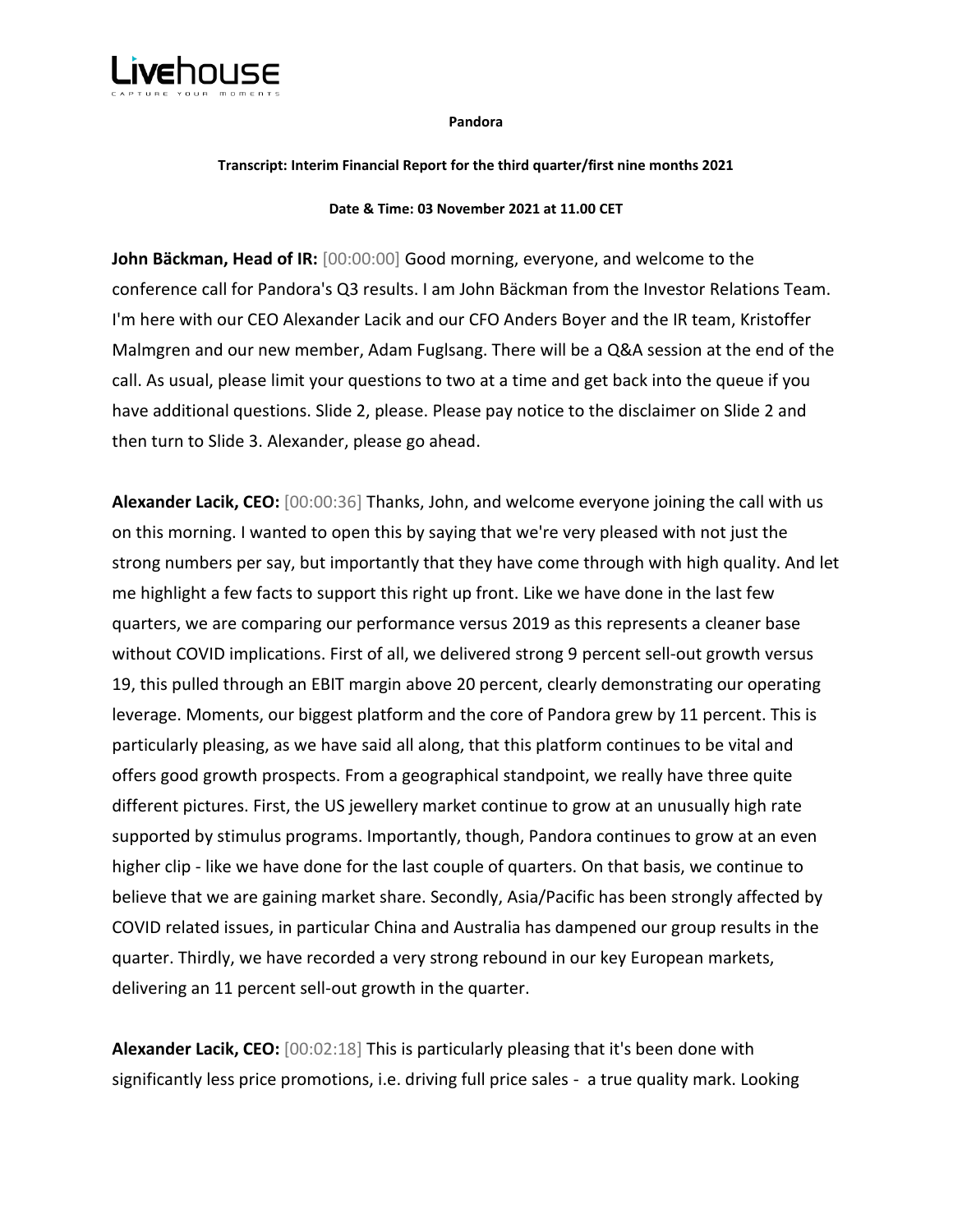**Pandora**

**Transcript: Interim Financial Report for the third quarter/first nine months 2021**

**Date & Time: 03 November 2021 at 11.00 CET**

**John Bäckman, Head of IR:** [00:00:00] Good morning, everyone, and welcome to the conference call for Pandora's Q3 results. I am John Bäckman from the Investor Relations Team. I'm here with our CEO Alexander Lacik and our CFO Anders Boyer and the IR team, Kristoffer Malmgren and our new member, Adam Fuglsang. There will be a Q&A session at the end of the call. As usual, please limit your questions to two at a time and get back into the queue if you have additional questions. Slide 2, please. Please pay notice to the disclaimer on Slide 2 and then turn to Slide 3. Alexander, please go ahead.

**Alexander Lacik, CEO:** [00:00:36] Thanks, John, and welcome everyone joining the call with us on this morning. I wanted to open this by saying that we're very pleased with not just the strong numbers per say, but importantly that they have come through with high quality. And let me highlight a few facts to support this right up front. Like we have done in the last few quarters, we are comparing our performance versus 2019 as this represents a cleaner base without COVID implications. First of all, we delivered strong 9 percent sell-out growth versus 19, this pulled through an EBIT margin above 20 percent, clearly demonstrating our operating leverage. Moments, our biggest platform and the core of Pandora grew by 11 percent. This is particularly pleasing, as we have said all along, that this platform continues to be vital and offers good growth prospects. From a geographical standpoint, we really have three quite different pictures. First, the US jewellery market continue to grow at an unusually high rate supported by stimulus programs. Importantly, though, Pandora continues to grow at an even higher clip - like we have done for the last couple of quarters. On that basis, we continue to believe that we are gaining market share. Secondly, Asia/Pacific has been strongly affected by COVID related issues, in particular China and Australia has dampened our group results in the quarter. Thirdly, we have recorded a very strong rebound in our key European markets, delivering an 11 percent sell-out growth in the quarter.

**Alexander Lacik, CEO:** [00:02:18] This is particularly pleasing that it's been done with significantly less price promotions, i.e. driving full price sales - a true quality mark. Looking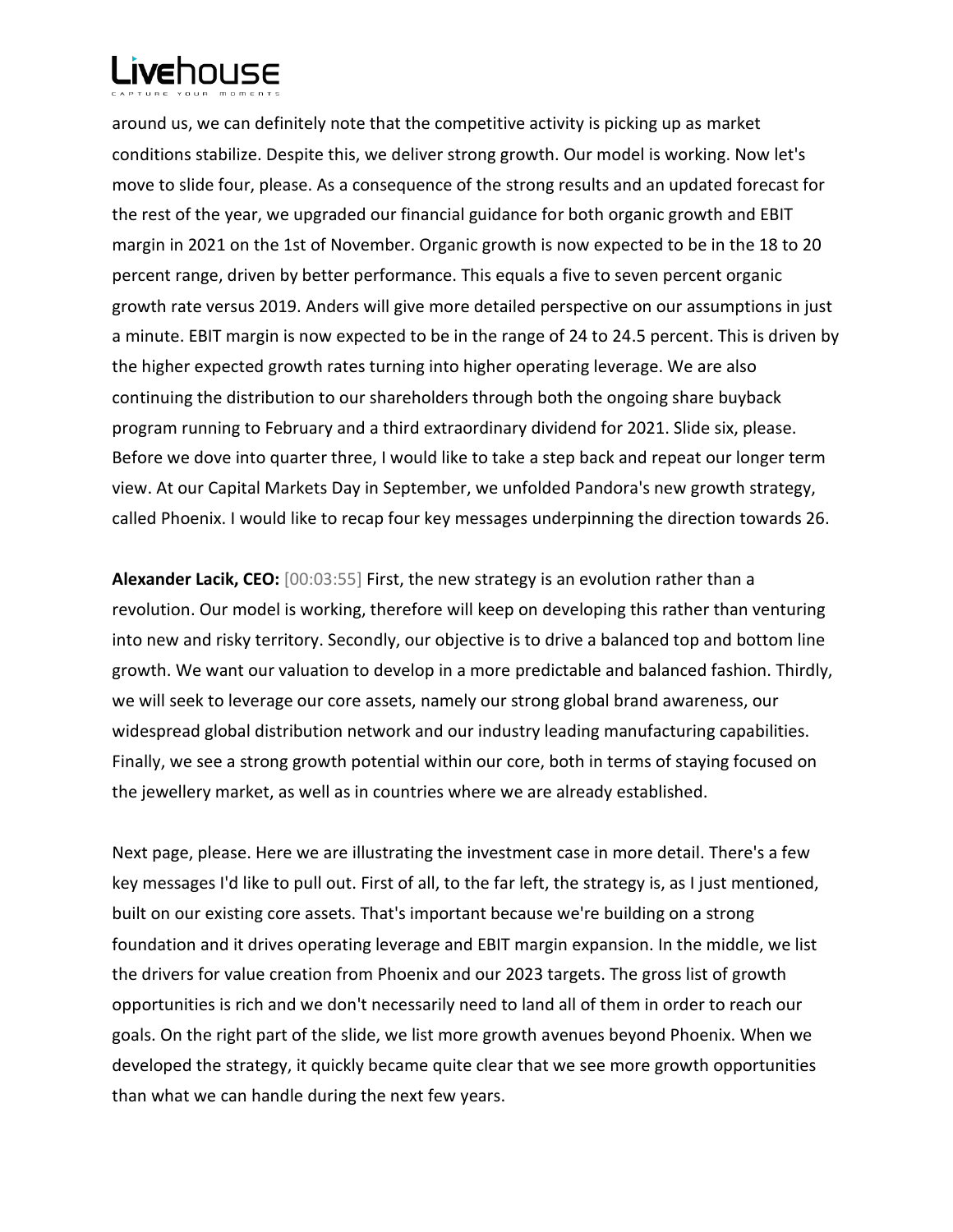around us, we can definitely note that the competitive activity is picking up as market conditions stabilize. Despite this, we deliver strong growth. Our model is working. Now let's move to slide four, please. As a consequence of the strong results and an updated forecast for the rest of the year, we upgraded our financial guidance for both organic growth and EBIT margin in 2021 on the 1st of November. Organic growth is now expected to be in the 18 to 20 percent range, driven by better performance. This equals a five to seven percent organic growth rate versus 2019. Anders will give more detailed perspective on our assumptions in just a minute. EBIT margin is now expected to be in the range of 24 to 24.5 percent. This is driven by the higher expected growth rates turning into higher operating leverage. We are also continuing the distribution to our shareholders through both the ongoing share buyback program running to February and a third extraordinary dividend for 2021. Slide six, please. Before we dove into quarter three, I would like to take a step back and repeat our longer term view. At our Capital Markets Day in September, we unfolded Pandora's new growth strategy, called Phoenix. I would like to recap four key messages underpinning the direction towards 26.

**Alexander Lacik, CEO:** [00:03:55] First, the new strategy is an evolution rather than a revolution. Our model is working, therefore will keep on developing this rather than venturing into new and risky territory. Secondly, our objective is to drive a balanced top and bottom line growth. We want our valuation to develop in a more predictable and balanced fashion. Thirdly, we will seek to leverage our core assets, namely our strong global brand awareness, our widespread global distribution network and our industry leading manufacturing capabilities. Finally, we see a strong growth potential within our core, both in terms of staying focused on the jewellery market, as well as in countries where we are already established.

Next page, please. Here we are illustrating the investment case in more detail. There's a few key messages I'd like to pull out. First of all, to the far left, the strategy is, as I just mentioned, built on our existing core assets. That's important because we're building on a strong foundation and it drives operating leverage and EBIT margin expansion. In the middle, we list the drivers for value creation from Phoenix and our 2023 targets. The gross list of growth opportunities is rich and we don't necessarily need to land all of them in order to reach our goals. On the right part of the slide, we list more growth avenues beyond Phoenix. When we developed the strategy, it quickly became quite clear that we see more growth opportunities than what we can handle during the next few years.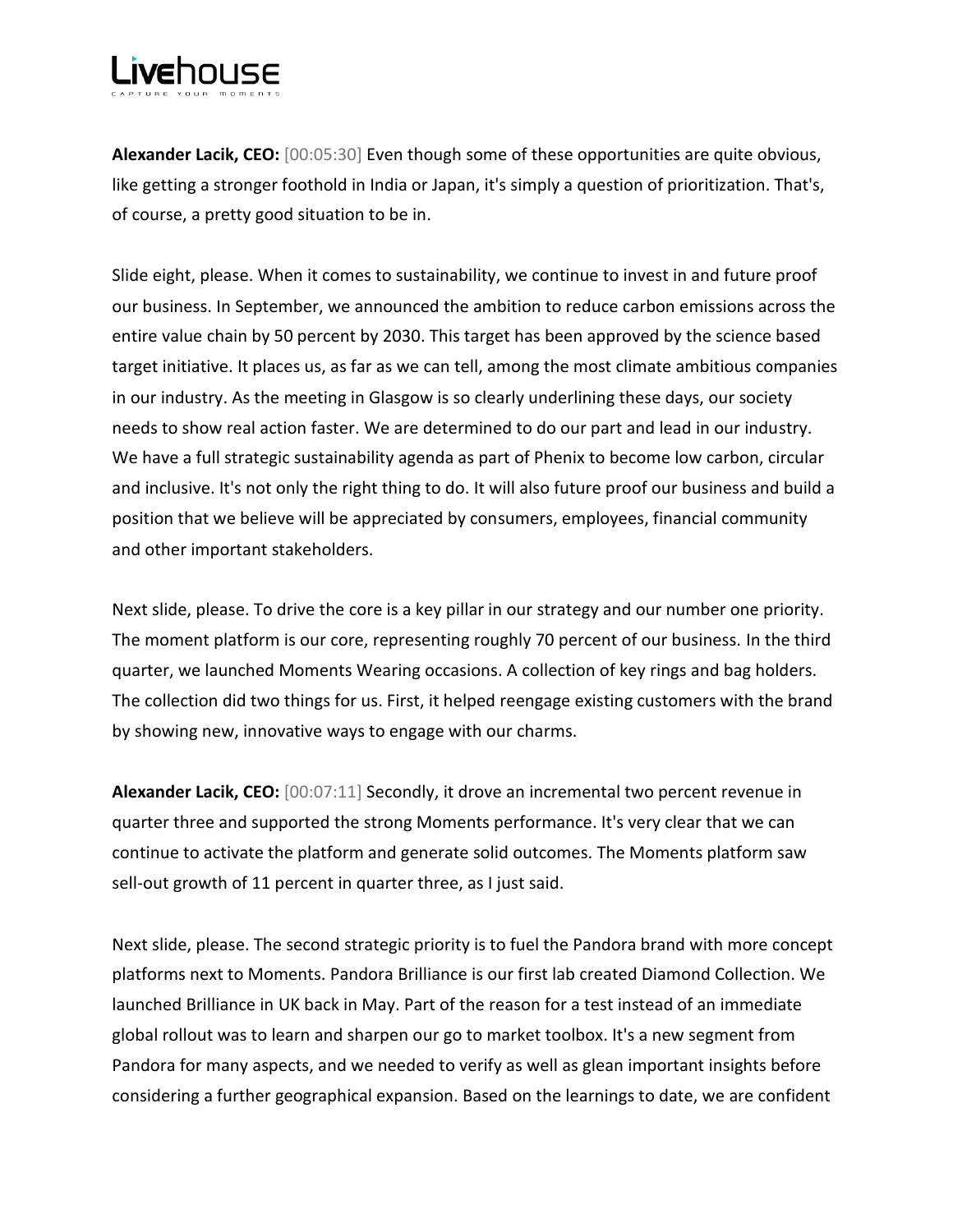**Alexander Lacik, CEO:** [00:05:30] Even though some of these opportunities are quite obvious, like getting a stronger foothold in India or Japan, it's simply a question of prioritization. That's, of course, a pretty good situation to be in.

Slide eight, please. When it comes to sustainability, we continue to invest in and future proof our business. In September, we announced the ambition to reduce carbon emissions across the entire value chain by 50 percent by 2030. This target has been approved by the science based target initiative. It places us, as far as we can tell, among the most climate ambitious companies in our industry. As the meeting in Glasgow is so clearly underlining these days, our society needs to show real action faster. We are determined to do our part and lead in our industry. We have a full strategic sustainability agenda as part of Phenix to become low carbon, circular and inclusive. It's not only the right thing to do. It will also future proof our business and build a position that we believe will be appreciated by consumers, employees, financial community and other important stakeholders.

Next slide, please. To drive the core is a key pillar in our strategy and our number one priority. The moment platform is our core, representing roughly 70 percent of our business. In the third quarter, we launched Moments Wearing occasions. A collection of key rings and bag holders. The collection did two things for us. First, it helped reengage existing customers with the brand by showing new, innovative ways to engage with our charms.

**Alexander Lacik, CEO:** [00:07:11] Secondly, it drove an incremental two percent revenue in quarter three and supported the strong Moments performance. It's very clear that we can continue to activate the platform and generate solid outcomes. The Moments platform saw sell-out growth of 11 percent in quarter three, as I just said.

Next slide, please. The second strategic priority is to fuel the Pandora brand with more concept platforms next to Moments. Pandora Brilliance is our first lab created Diamond Collection. We launched Brilliance in UK back in May. Part of the reason for a test instead of an immediate global rollout was to learn and sharpen our go to market toolbox. It's a new segment from Pandora for many aspects, and we needed to verify as well as glean important insights before considering a further geographical expansion. Based on the learnings to date, we are confident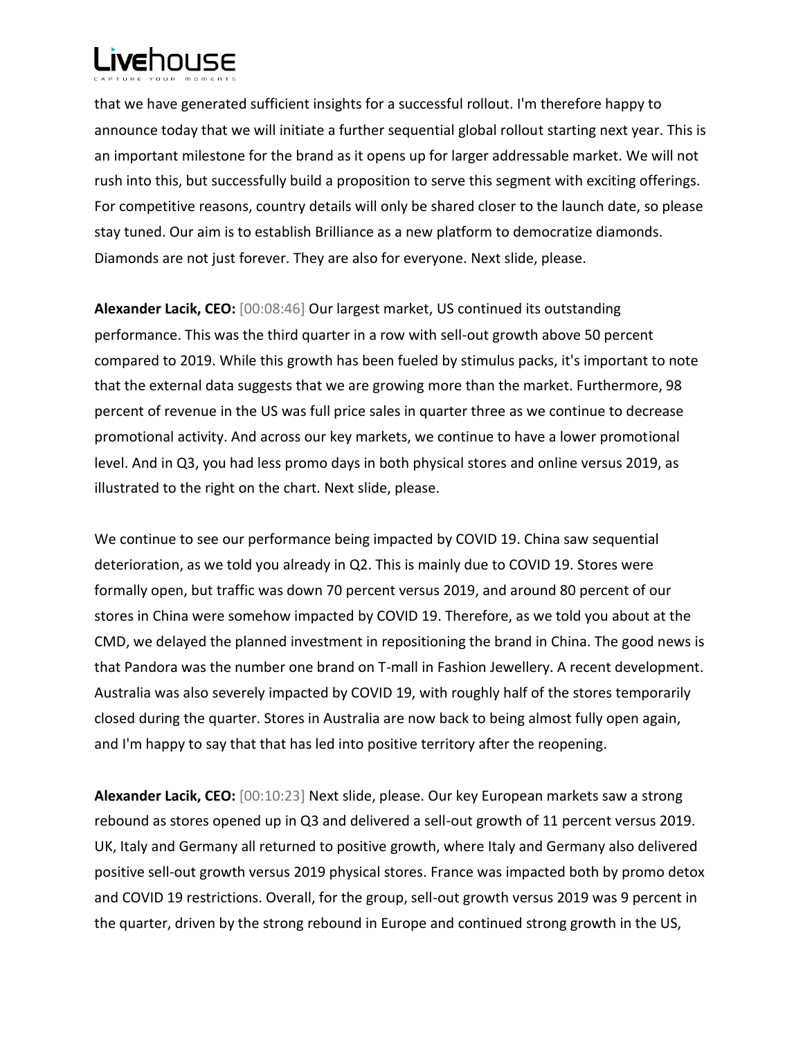that we have generated sufficient insights for a successful rollout. I'm therefore happy to announce today that we will initiate a further sequential global rollout starting next year. This is an important milestone for the brand as it opens up for larger addressable market. We will not rush into this, but successfully build a proposition to serve this segment with exciting offerings. For competitive reasons, country details will only be shared closer to the launch date, so please stay tuned. Our aim is to establish Brilliance as a new platform to democratize diamonds. Diamonds are not just forever. They are also for everyone. Next slide, please.

**Alexander Lacik, CEO:** [00:08:46] Our largest market, US continued its outstanding performance. This was the third quarter in a row with sell-out growth above 50 percent compared to 2019. While this growth has been fueled by stimulus packs, it's important to note that the external data suggests that we are growing more than the market. Furthermore, 98 percent of revenue in the US was full price sales in quarter three as we continue to decrease promotional activity. And across our key markets, we continue to have a lower promotional level. And in Q3, you had less promo days in both physical stores and online versus 2019, as illustrated to the right on the chart. Next slide, please.

We continue to see our performance being impacted by COVID 19. China saw sequential deterioration, as we told you already in Q2. This is mainly due to COVID 19. Stores were formally open, but traffic was down 70 percent versus 2019, and around 80 percent of our stores in China were somehow impacted by COVID 19. Therefore, as we told you about at the CMD, we delayed the planned investment in repositioning the brand in China. The good news is that Pandora was the number one brand on T-mall in Fashion Jewellery. A recent development. Australia was also severely impacted by COVID 19, with roughly half of the stores temporarily closed during the quarter. Stores in Australia are now back to being almost fully open again, and I'm happy to say that that has led into positive territory after the reopening.

**Alexander Lacik, CEO:** [00:10:23] Next slide, please. Our key European markets saw a strong rebound as stores opened up in Q3 and delivered a sell-out growth of 11 percent versus 2019. UK, Italy and Germany all returned to positive growth, where Italy and Germany also delivered positive sell-out growth versus 2019 physical stores. France was impacted both by promo detox and COVID 19 restrictions. Overall, for the group, sell-out growth versus 2019 was 9 percent in the quarter, driven by the strong rebound in Europe and continued strong growth in the US,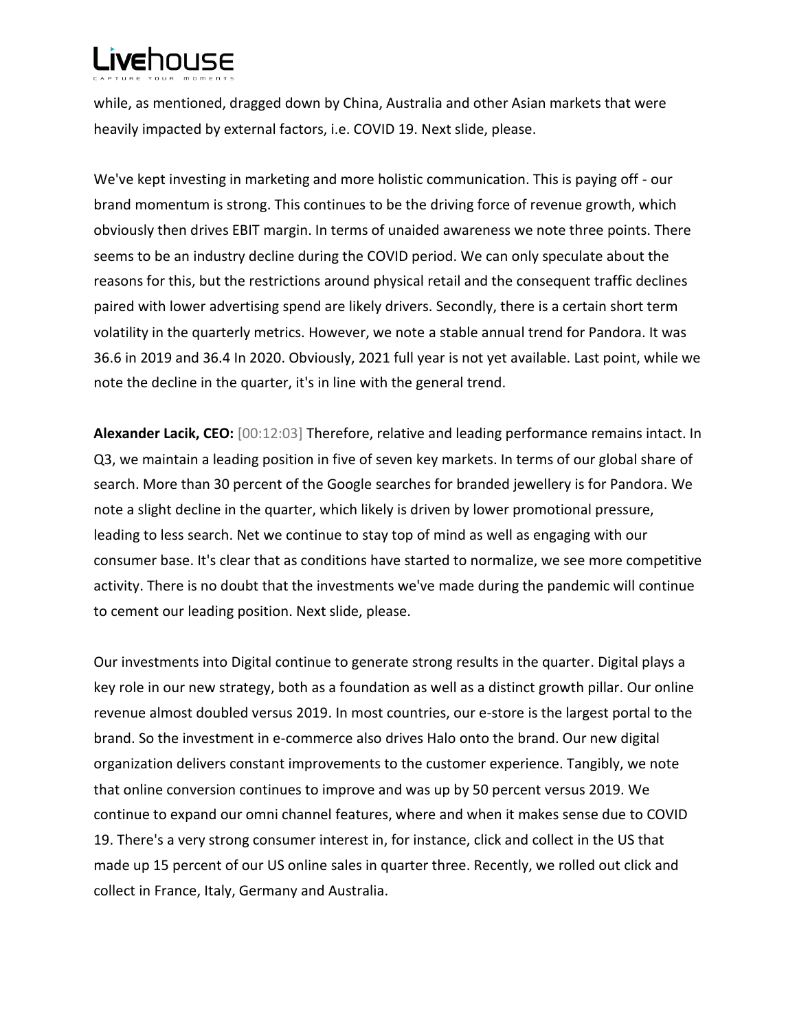while, as mentioned, dragged down by China, Australia and other Asian markets that were heavily impacted by external factors, i.e. COVID 19. Next slide, please.

We've kept investing in marketing and more holistic communication. This is paying off - our brand momentum is strong. This continues to be the driving force of revenue growth, which obviously then drives EBIT margin. In terms of unaided awareness we note three points. There seems to be an industry decline during the COVID period. We can only speculate about the reasons for this, but the restrictions around physical retail and the consequent traffic declines paired with lower advertising spend are likely drivers. Secondly, there is a certain short term volatility in the quarterly metrics. However, we note a stable annual trend for Pandora. It was 36.6 in 2019 and 36.4 In 2020. Obviously, 2021 full year is not yet available. Last point, while we note the decline in the quarter, it's in line with the general trend.

**Alexander Lacik, CEO:** [00:12:03] Therefore, relative and leading performance remains intact. In Q3, we maintain a leading position in five of seven key markets. In terms of our global share of search. More than 30 percent of the Google searches for branded jewellery is for Pandora. We note a slight decline in the quarter, which likely is driven by lower promotional pressure, leading to less search. Net we continue to stay top of mind as well as engaging with our consumer base. It's clear that as conditions have started to normalize, we see more competitive activity. There is no doubt that the investments we've made during the pandemic will continue to cement our leading position. Next slide, please.

Our investments into Digital continue to generate strong results in the quarter. Digital plays a key role in our new strategy, both as a foundation as well as a distinct growth pillar. Our online revenue almost doubled versus 2019. In most countries, our e-store is the largest portal to the brand. So the investment in e-commerce also drives Halo onto the brand. Our new digital organization delivers constant improvements to the customer experience. Tangibly, we note that online conversion continues to improve and was up by 50 percent versus 2019. We continue to expand our omni channel features, where and when it makes sense due to COVID 19. There's a very strong consumer interest in, for instance, click and collect in the US that made up 15 percent of our US online sales in quarter three. Recently, we rolled out click and collect in France, Italy, Germany and Australia.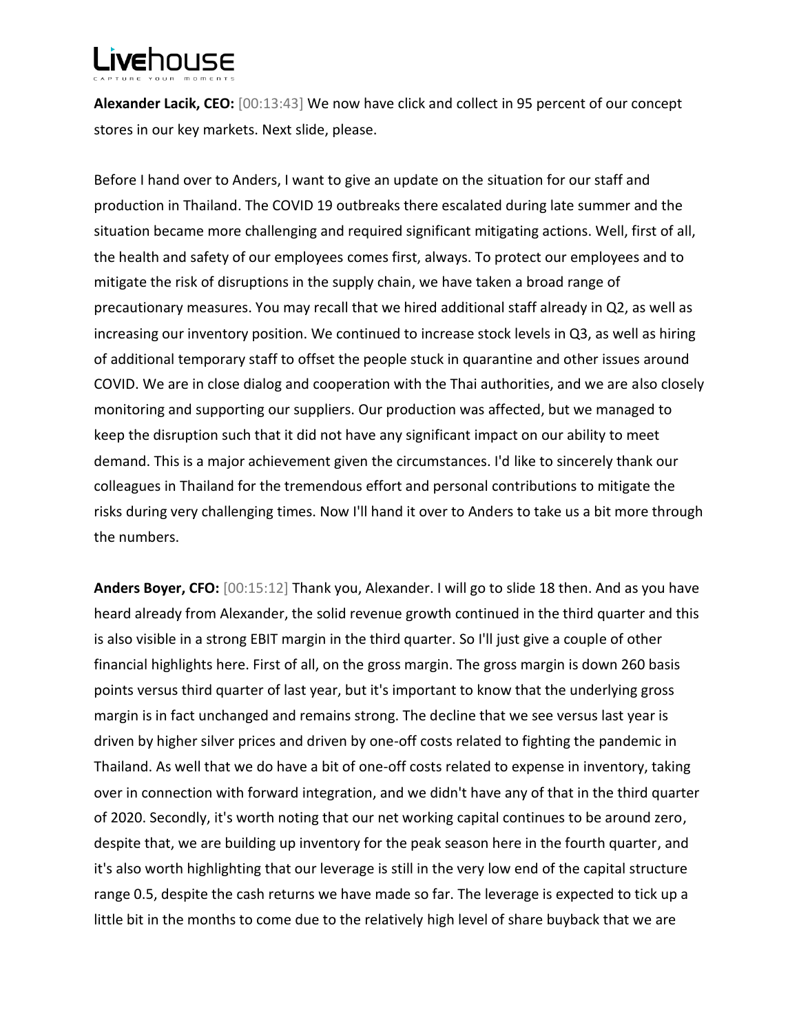**Alexander Lacik, CEO:** [00:13:43] We now have click and collect in 95 percent of our concept stores in our key markets. Next slide, please.

Before I hand over to Anders, I want to give an update on the situation for our staff and production in Thailand. The COVID 19 outbreaks there escalated during late summer and the situation became more challenging and required significant mitigating actions. Well, first of all, the health and safety of our employees comes first, always. To protect our employees and to mitigate the risk of disruptions in the supply chain, we have taken a broad range of precautionary measures. You may recall that we hired additional staff already in Q2, as well as increasing our inventory position. We continued to increase stock levels in Q3, as well as hiring of additional temporary staff to offset the people stuck in quarantine and other issues around COVID. We are in close dialog and cooperation with the Thai authorities, and we are also closely monitoring and supporting our suppliers. Our production was affected, but we managed to keep the disruption such that it did not have any significant impact on our ability to meet demand. This is a major achievement given the circumstances. I'd like to sincerely thank our colleagues in Thailand for the tremendous effort and personal contributions to mitigate the risks during very challenging times. Now I'll hand it over to Anders to take us a bit more through the numbers.

**Anders Boyer, CFO:** [00:15:12] Thank you, Alexander. I will go to slide 18 then. And as you have heard already from Alexander, the solid revenue growth continued in the third quarter and this is also visible in a strong EBIT margin in the third quarter. So I'll just give a couple of other financial highlights here. First of all, on the gross margin. The gross margin is down 260 basis points versus third quarter of last year, but it's important to know that the underlying gross margin is in fact unchanged and remains strong. The decline that we see versus last year is driven by higher silver prices and driven by one-off costs related to fighting the pandemic in Thailand. As well that we do have a bit of one-off costs related to expense in inventory, taking over in connection with forward integration, and we didn't have any of that in the third quarter of 2020. Secondly, it's worth noting that our net working capital continues to be around zero, despite that, we are building up inventory for the peak season here in the fourth quarter, and it's also worth highlighting that our leverage is still in the very low end of the capital structure range 0.5, despite the cash returns we have made so far. The leverage is expected to tick up a little bit in the months to come due to the relatively high level of share buyback that we are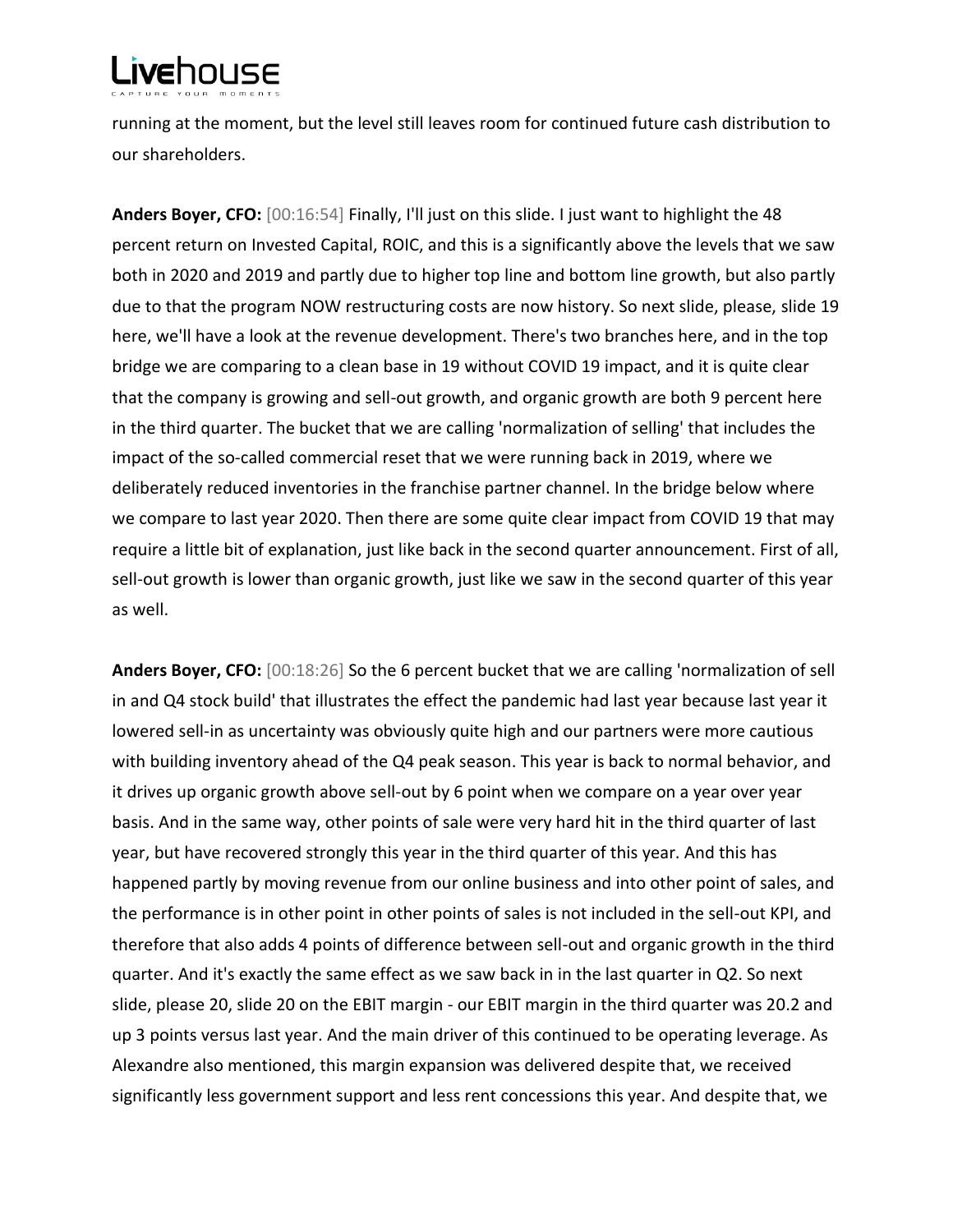running at the moment, but the level still leaves room for continued future cash distribution to our shareholders.

**Anders Boyer, CFO:** [00:16:54] Finally, I'll just on this slide. I just want to highlight the 48 percent return on Invested Capital, ROIC, and this is a significantly above the levels that we saw both in 2020 and 2019 and partly due to higher top line and bottom line growth, but also partly due to that the program NOW restructuring costs are now history. So next slide, please, slide 19 here, we'll have a look at the revenue development. There's two branches here, and in the top bridge we are comparing to a clean base in 19 without COVID 19 impact, and it is quite clear that the company is growing and sell-out growth, and organic growth are both 9 percent here in the third quarter. The bucket that we are calling 'normalization of selling' that includes the impact of the so-called commercial reset that we were running back in 2019, where we deliberately reduced inventories in the franchise partner channel. In the bridge below where we compare to last year 2020. Then there are some quite clear impact from COVID 19 that may require a little bit of explanation, just like back in the second quarter announcement. First of all, sell-out growth is lower than organic growth, just like we saw in the second quarter of this year as well.

**Anders Boyer, CFO:** [00:18:26] So the 6 percent bucket that we are calling 'normalization of sell in and Q4 stock build' that illustrates the effect the pandemic had last year because last year it lowered sell-in as uncertainty was obviously quite high and our partners were more cautious with building inventory ahead of the Q4 peak season. This year is back to normal behavior, and it drives up organic growth above sell-out by 6 point when we compare on a year over year basis. And in the same way, other points of sale were very hard hit in the third quarter of last year, but have recovered strongly this year in the third quarter of this year. And this has happened partly by moving revenue from our online business and into other point of sales, and the performance is in other point in other points of sales is not included in the sell-out KPI, and therefore that also adds 4 points of difference between sell-out and organic growth in the third quarter. And it's exactly the same effect as we saw back in in the last quarter in Q2. So next slide, please 20, slide 20 on the EBIT margin - our EBIT margin in the third quarter was 20.2 and up 3 points versus last year. And the main driver of this continued to be operating leverage. As Alexandre also mentioned, this margin expansion was delivered despite that, we received significantly less government support and less rent concessions this year. And despite that, we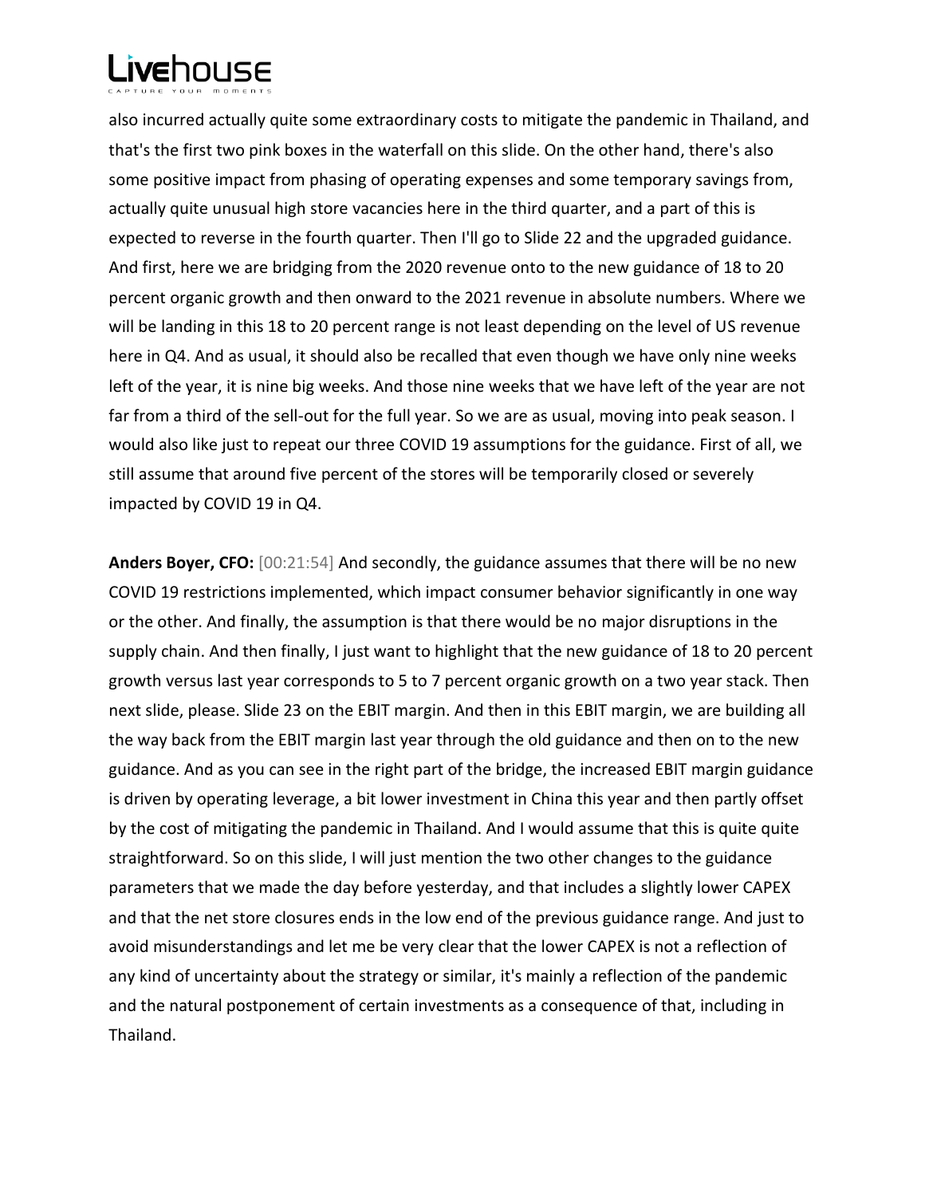also incurred actually quite some extraordinary costs to mitigate the pandemic in Thailand, and that's the first two pink boxes in the waterfall on this slide. On the other hand, there's also some positive impact from phasing of operating expenses and some temporary savings from, actually quite unusual high store vacancies here in the third quarter, and a part of this is expected to reverse in the fourth quarter. Then I'll go to Slide 22 and the upgraded guidance. And first, here we are bridging from the 2020 revenue onto to the new guidance of 18 to 20 percent organic growth and then onward to the 2021 revenue in absolute numbers. Where we will be landing in this 18 to 20 percent range is not least depending on the level of US revenue here in Q4. And as usual, it should also be recalled that even though we have only nine weeks left of the year, it is nine big weeks. And those nine weeks that we have left of the year are not far from a third of the sell-out for the full year. So we are as usual, moving into peak season. I would also like just to repeat our three COVID 19 assumptions for the guidance. First of all, we still assume that around five percent of the stores will be temporarily closed or severely impacted by COVID 19 in Q4.

**Anders Boyer, CFO:** [00:21:54] And secondly, the guidance assumes that there will be no new COVID 19 restrictions implemented, which impact consumer behavior significantly in one way or the other. And finally, the assumption is that there would be no major disruptions in the supply chain. And then finally, I just want to highlight that the new guidance of 18 to 20 percent growth versus last year corresponds to 5 to 7 percent organic growth on a two year stack. Then next slide, please. Slide 23 on the EBIT margin. And then in this EBIT margin, we are building all the way back from the EBIT margin last year through the old guidance and then on to the new guidance. And as you can see in the right part of the bridge, the increased EBIT margin guidance is driven by operating leverage, a bit lower investment in China this year and then partly offset by the cost of mitigating the pandemic in Thailand. And I would assume that this is quite quite straightforward. So on this slide, I will just mention the two other changes to the guidance parameters that we made the day before yesterday, and that includes a slightly lower CAPEX and that the net store closures ends in the low end of the previous guidance range. And just to avoid misunderstandings and let me be very clear that the lower CAPEX is not a reflection of any kind of uncertainty about the strategy or similar, it's mainly a reflection of the pandemic and the natural postponement of certain investments as a consequence of that, including in Thailand.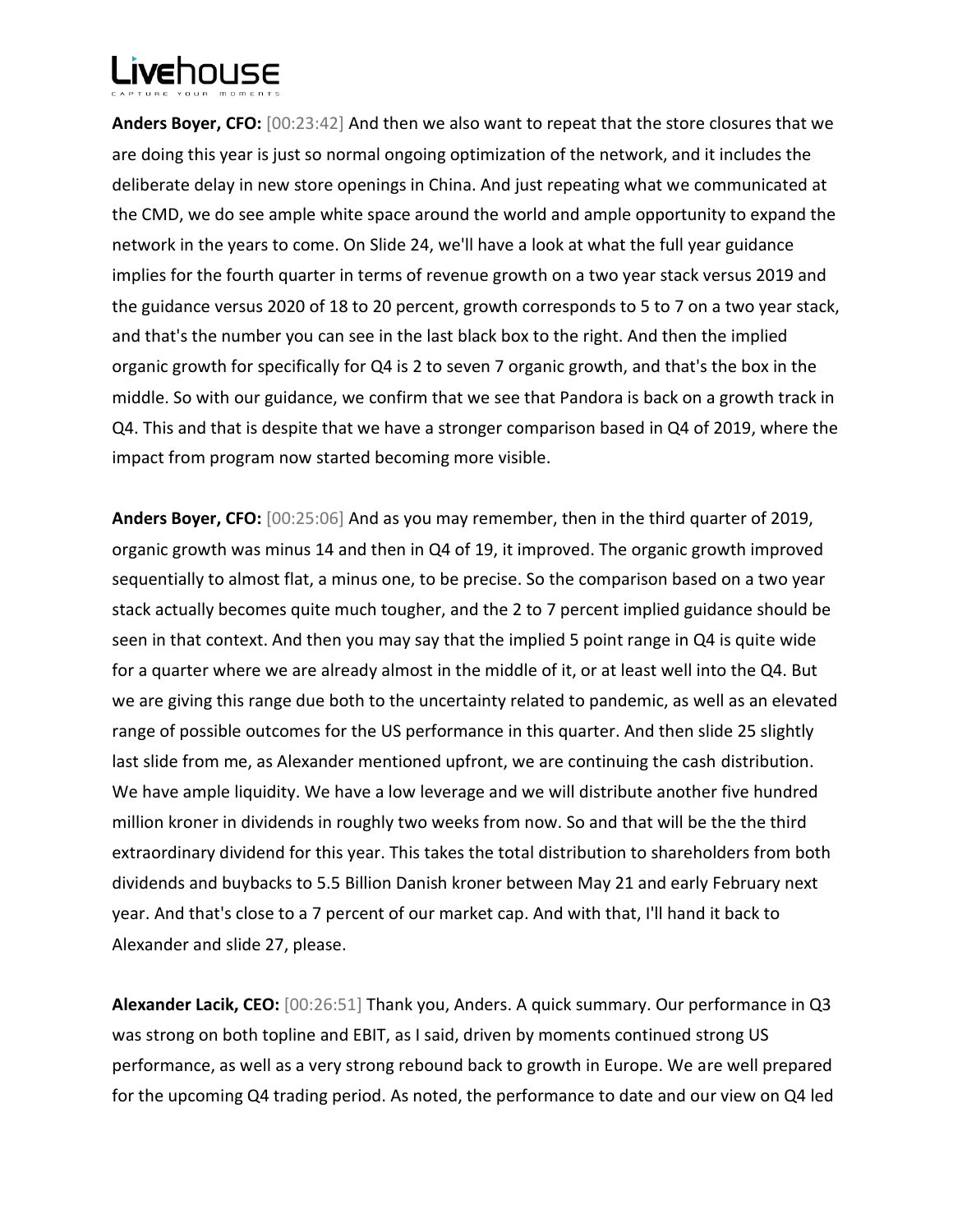**Anders Boyer, CFO:** [00:23:42] And then we also want to repeat that the store closures that we are doing this year is just so normal ongoing optimization of the network, and it includes the deliberate delay in new store openings in China. And just repeating what we communicated at the CMD, we do see ample white space around the world and ample opportunity to expand the network in the years to come. On Slide 24, we'll have a look at what the full year guidance implies for the fourth quarter in terms of revenue growth on a two year stack versus 2019 and the guidance versus 2020 of 18 to 20 percent, growth corresponds to 5 to 7 on a two year stack, and that's the number you can see in the last black box to the right. And then the implied organic growth for specifically for Q4 is 2 to seven 7 organic growth, and that's the box in the middle. So with our guidance, we confirm that we see that Pandora is back on a growth track in Q4. This and that is despite that we have a stronger comparison based in Q4 of 2019, where the impact from program now started becoming more visible.

**Anders Boyer, CFO:** [00:25:06] And as you may remember, then in the third quarter of 2019, organic growth was minus 14 and then in Q4 of 19, it improved. The organic growth improved sequentially to almost flat, a minus one, to be precise. So the comparison based on a two year stack actually becomes quite much tougher, and the 2 to 7 percent implied guidance should be seen in that context. And then you may say that the implied 5 point range in Q4 is quite wide for a quarter where we are already almost in the middle of it, or at least well into the Q4. But we are giving this range due both to the uncertainty related to pandemic, as well as an elevated range of possible outcomes for the US performance in this quarter. And then slide 25 slightly last slide from me, as Alexander mentioned upfront, we are continuing the cash distribution. We have ample liquidity. We have a low leverage and we will distribute another five hundred million kroner in dividends in roughly two weeks from now. So and that will be the the third extraordinary dividend for this year. This takes the total distribution to shareholders from both dividends and buybacks to 5.5 Billion Danish kroner between May 21 and early February next year. And that's close to a 7 percent of our market cap. And with that, I'll hand it back to Alexander and slide 27, please.

**Alexander Lacik, CEO:** [00:26:51] Thank you, Anders. A quick summary. Our performance in Q3 was strong on both topline and EBIT, as I said, driven by moments continued strong US performance, as well as a very strong rebound back to growth in Europe. We are well prepared for the upcoming Q4 trading period. As noted, the performance to date and our view on Q4 led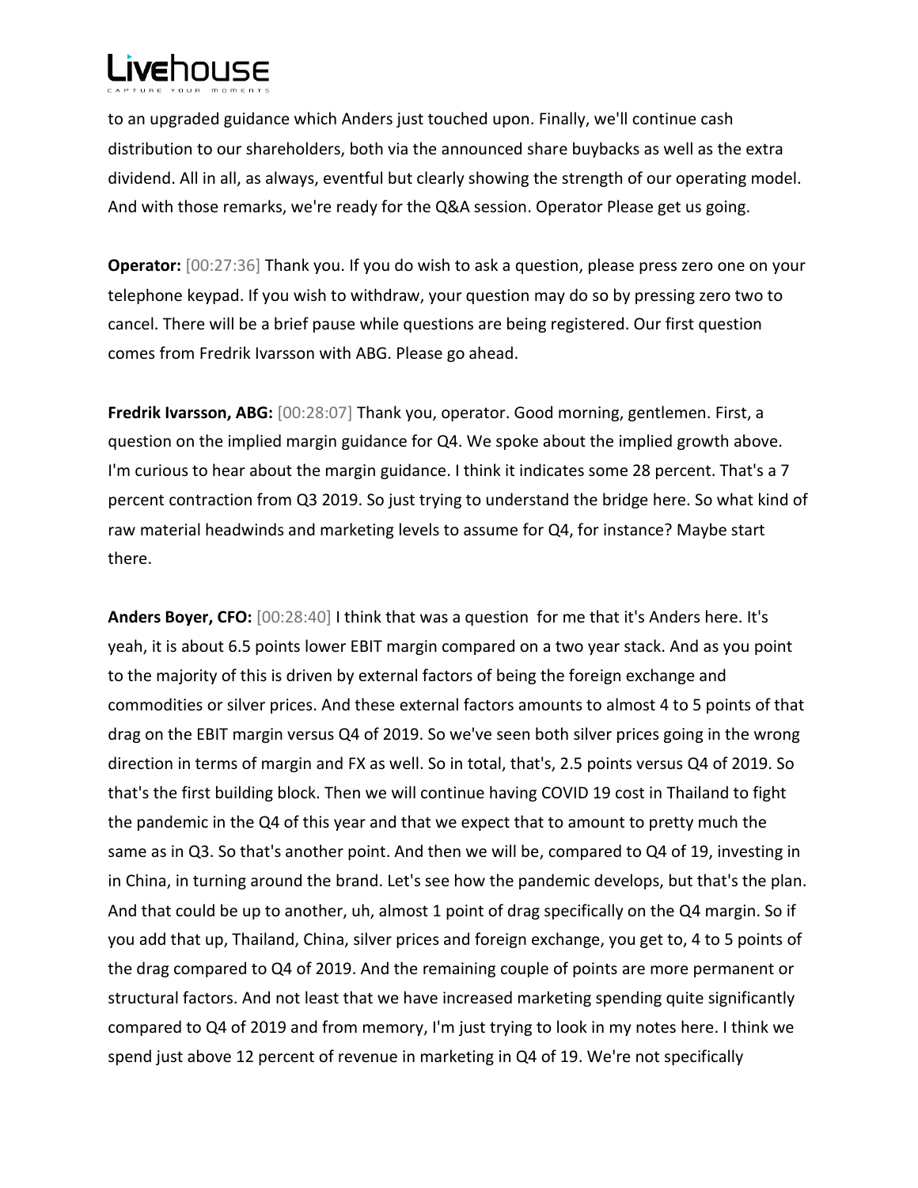to an upgraded guidance which Anders just touched upon. Finally, we'll continue cash distribution to our shareholders, both via the announced share buybacks as well as the extra dividend. All in all, as always, eventful but clearly showing the strength of our operating model. And with those remarks, we're ready for the Q&A session. Operator Please get us going.

**Operator:** [00:27:36] Thank you. If you do wish to ask a question, please press zero one on your telephone keypad. If you wish to withdraw, your question may do so by pressing zero two to cancel. There will be a brief pause while questions are being registered. Our first question comes from Fredrik Ivarsson with ABG. Please go ahead.

**Fredrik Ivarsson, ABG:** [00:28:07] Thank you, operator. Good morning, gentlemen. First, a question on the implied margin guidance for Q4. We spoke about the implied growth above. I'm curious to hear about the margin guidance. I think it indicates some 28 percent. That's a 7 percent contraction from Q3 2019. So just trying to understand the bridge here. So what kind of raw material headwinds and marketing levels to assume for Q4, for instance? Maybe start there.

**Anders Boyer, CFO:** [00:28:40] I think that was a question for me that it's Anders here. It's yeah, it is about 6.5 points lower EBIT margin compared on a two year stack. And as you point to the majority of this is driven by external factors of being the foreign exchange and commodities or silver prices. And these external factors amounts to almost 4 to 5 points of that drag on the EBIT margin versus Q4 of 2019. So we've seen both silver prices going in the wrong direction in terms of margin and FX as well. So in total, that's, 2.5 points versus Q4 of 2019. So that's the first building block. Then we will continue having COVID 19 cost in Thailand to fight the pandemic in the Q4 of this year and that we expect that to amount to pretty much the same as in Q3. So that's another point. And then we will be, compared to Q4 of 19, investing in in China, in turning around the brand. Let's see how the pandemic develops, but that's the plan. And that could be up to another, uh, almost 1 point of drag specifically on the Q4 margin. So if you add that up, Thailand, China, silver prices and foreign exchange, you get to, 4 to 5 points of the drag compared to Q4 of 2019. And the remaining couple of points are more permanent or structural factors. And not least that we have increased marketing spending quite significantly compared to Q4 of 2019 and from memory, I'm just trying to look in my notes here. I think we spend just above 12 percent of revenue in marketing in Q4 of 19. We're not specifically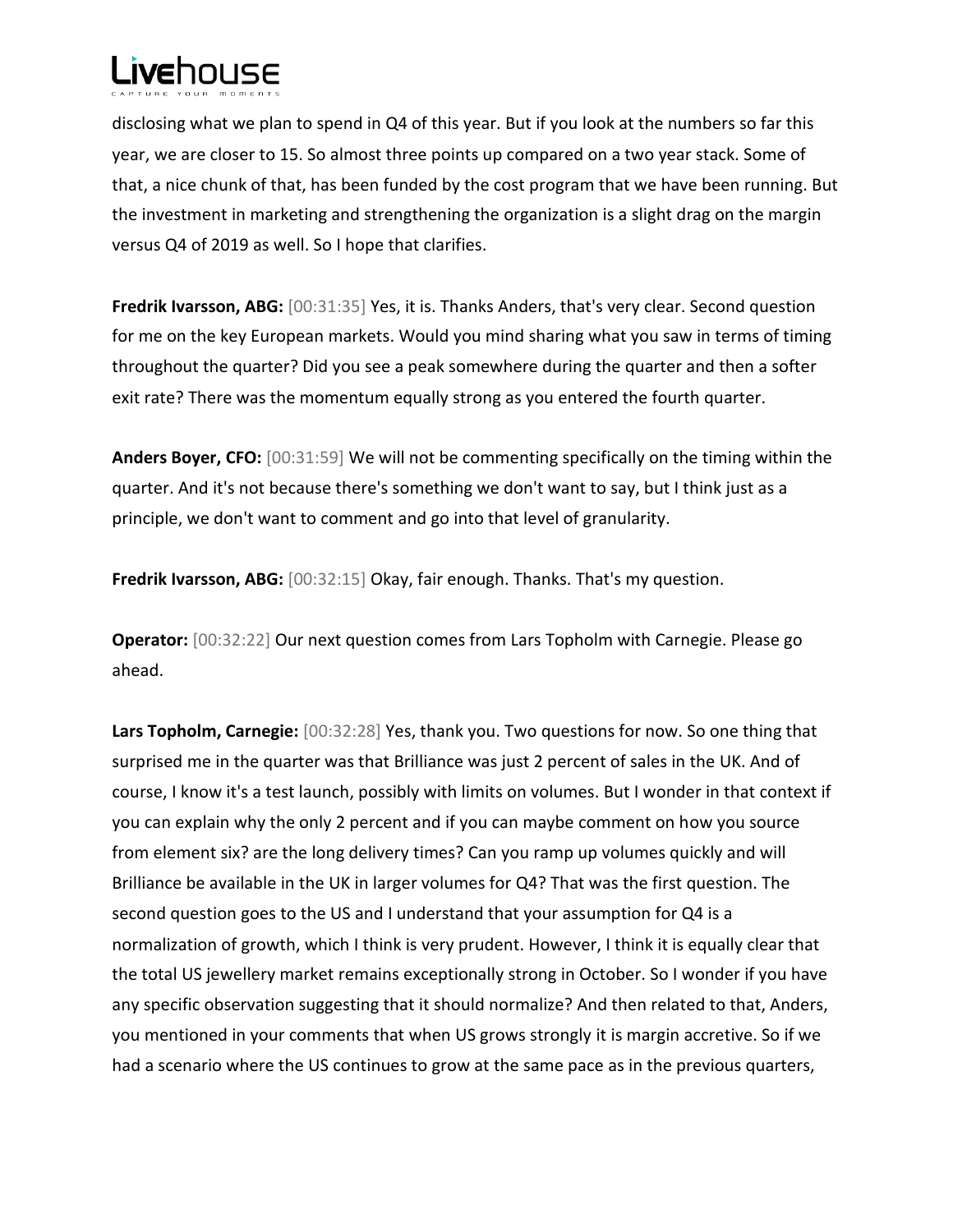disclosing what we plan to spend in Q4 of this year. But if you look at the numbers so far this year, we are closer to 15. So almost three points up compared on a two year stack. Some of that, a nice chunk of that, has been funded by the cost program that we have been running. But the investment in marketing and strengthening the organization is a slight drag on the margin versus Q4 of 2019 as well. So I hope that clarifies.

**Fredrik Ivarsson, ABG:** [00:31:35] Yes, it is. Thanks Anders, that's very clear. Second question for me on the key European markets. Would you mind sharing what you saw in terms of timing throughout the quarter? Did you see a peak somewhere during the quarter and then a softer exit rate? There was the momentum equally strong as you entered the fourth quarter.

**Anders Boyer, CFO:** [00:31:59] We will not be commenting specifically on the timing within the quarter. And it's not because there's something we don't want to say, but I think just as a principle, we don't want to comment and go into that level of granularity.

**Fredrik Ivarsson, ABG:** [00:32:15] Okay, fair enough. Thanks. That's my question.

**Operator:** [00:32:22] Our next question comes from Lars Topholm with Carnegie. Please go ahead.

**Lars Topholm, Carnegie:** [00:32:28] Yes, thank you. Two questions for now. So one thing that surprised me in the quarter was that Brilliance was just 2 percent of sales in the UK. And of course, I know it's a test launch, possibly with limits on volumes. But I wonder in that context if you can explain why the only 2 percent and if you can maybe comment on how you source from element six? are the long delivery times? Can you ramp up volumes quickly and will Brilliance be available in the UK in larger volumes for Q4? That was the first question. The second question goes to the US and I understand that your assumption for Q4 is a normalization of growth, which I think is very prudent. However, I think it is equally clear that the total US jewellery market remains exceptionally strong in October. So I wonder if you have any specific observation suggesting that it should normalize? And then related to that, Anders, you mentioned in your comments that when US grows strongly it is margin accretive. So if we had a scenario where the US continues to grow at the same pace as in the previous quarters,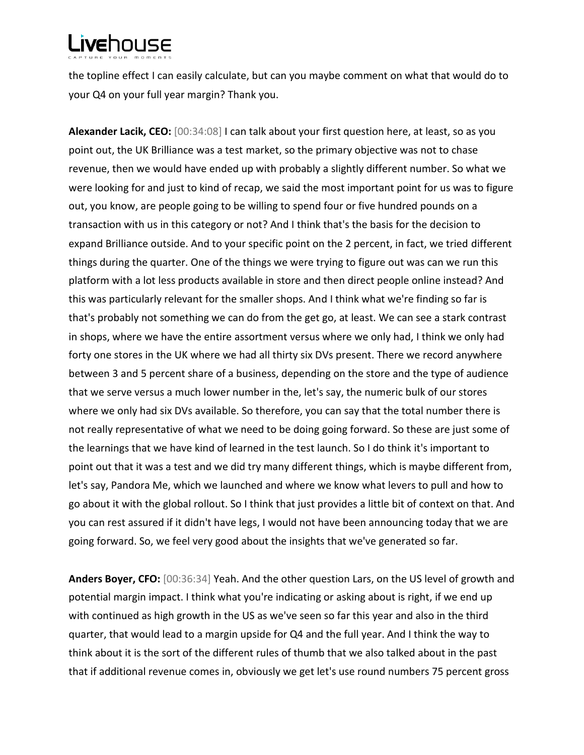the topline effect I can easily calculate, but can you maybe comment on what that would do to your Q4 on your full year margin? Thank you.

**Alexander Lacik, CEO:** [00:34:08] I can talk about your first question here, at least, so as you point out, the UK Brilliance was a test market, so the primary objective was not to chase revenue, then we would have ended up with probably a slightly different number. So what we were looking for and just to kind of recap, we said the most important point for us was to figure out, you know, are people going to be willing to spend four or five hundred pounds on a transaction with us in this category or not? And I think that's the basis for the decision to expand Brilliance outside. And to your specific point on the 2 percent, in fact, we tried different things during the quarter. One of the things we were trying to figure out was can we run this platform with a lot less products available in store and then direct people online instead? And this was particularly relevant for the smaller shops. And I think what we're finding so far is that's probably not something we can do from the get go, at least. We can see a stark contrast in shops, where we have the entire assortment versus where we only had, I think we only had forty one stores in the UK where we had all thirty six DVs present. There we record anywhere between 3 and 5 percent share of a business, depending on the store and the type of audience that we serve versus a much lower number in the, let's say, the numeric bulk of our stores where we only had six DVs available. So therefore, you can say that the total number there is not really representative of what we need to be doing going forward. So these are just some of the learnings that we have kind of learned in the test launch. So I do think it's important to point out that it was a test and we did try many different things, which is maybe different from, let's say, Pandora Me, which we launched and where we know what levers to pull and how to go about it with the global rollout. So I think that just provides a little bit of context on that. And you can rest assured if it didn't have legs, I would not have been announcing today that we are going forward. So, we feel very good about the insights that we've generated so far.

**Anders Boyer, CFO:** [00:36:34] Yeah. And the other question Lars, on the US level of growth and potential margin impact. I think what you're indicating or asking about is right, if we end up with continued as high growth in the US as we've seen so far this year and also in the third quarter, that would lead to a margin upside for Q4 and the full year. And I think the way to think about it is the sort of the different rules of thumb that we also talked about in the past that if additional revenue comes in, obviously we get let's use round numbers 75 percent gross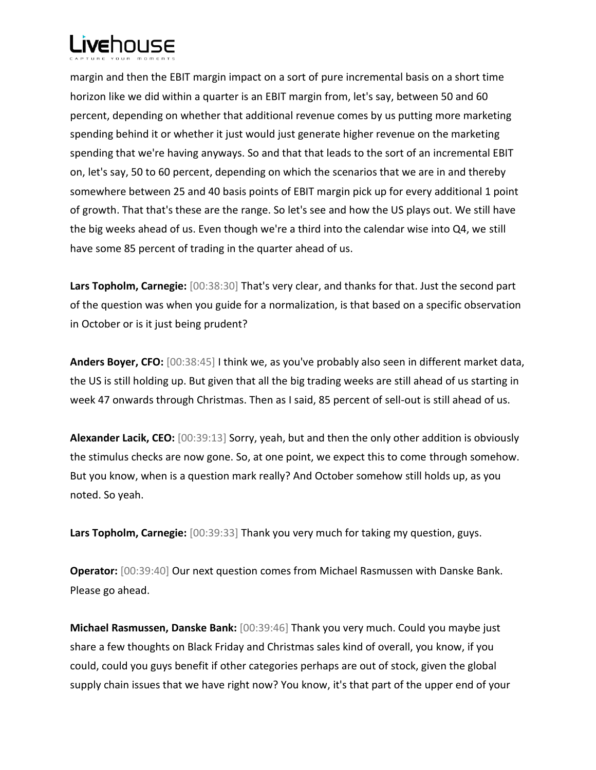margin and then the EBIT margin impact on a sort of pure incremental basis on a short time horizon like we did within a quarter is an EBIT margin from, let's say, between 50 and 60 percent, depending on whether that additional revenue comes by us putting more marketing spending behind it or whether it just would just generate higher revenue on the marketing spending that we're having anyways. So and that that leads to the sort of an incremental EBIT on, let's say, 50 to 60 percent, depending on which the scenarios that we are in and thereby somewhere between 25 and 40 basis points of EBIT margin pick up for every additional 1 point of growth. That that's these are the range. So let's see and how the US plays out. We still have the big weeks ahead of us. Even though we're a third into the calendar wise into Q4, we still have some 85 percent of trading in the quarter ahead of us.

**Lars Topholm, Carnegie:** [00:38:30] That's very clear, and thanks for that. Just the second part of the question was when you guide for a normalization, is that based on a specific observation in October or is it just being prudent?

**Anders Boyer, CFO:** [00:38:45] I think we, as you've probably also seen in different market data, the US is still holding up. But given that all the big trading weeks are still ahead of us starting in week 47 onwards through Christmas. Then as I said, 85 percent of sell-out is still ahead of us.

**Alexander Lacik, CEO:** [00:39:13] Sorry, yeah, but and then the only other addition is obviously the stimulus checks are now gone. So, at one point, we expect this to come through somehow. But you know, when is a question mark really? And October somehow still holds up, as you noted. So yeah.

**Lars Topholm, Carnegie:** [00:39:33] Thank you very much for taking my question, guys.

**Operator:** [00:39:40] Our next question comes from Michael Rasmussen with Danske Bank. Please go ahead.

**Michael Rasmussen, Danske Bank:** [00:39:46] Thank you very much. Could you maybe just share a few thoughts on Black Friday and Christmas sales kind of overall, you know, if you could, could you guys benefit if other categories perhaps are out of stock, given the global supply chain issues that we have right now? You know, it's that part of the upper end of your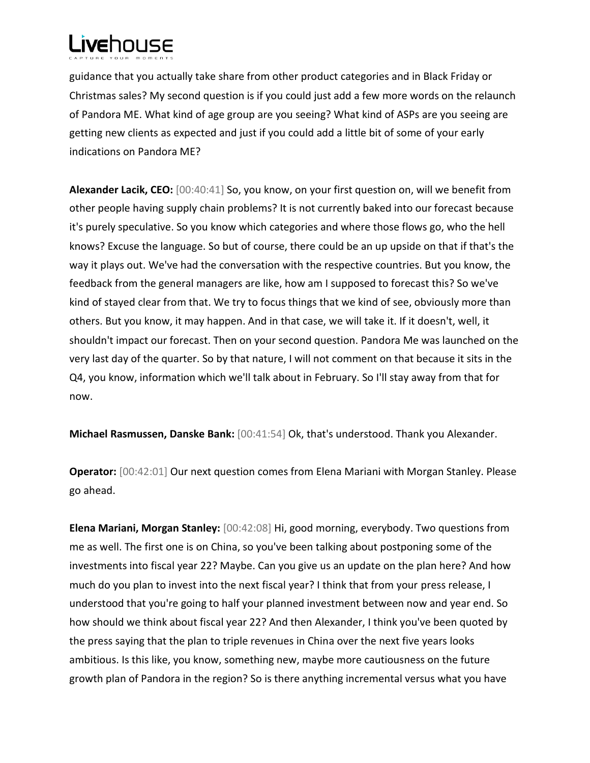guidance that you actually take share from other product categories and in Black Friday or Christmas sales? My second question is if you could just add a few more words on the relaunch of Pandora ME. What kind of age group are you seeing? What kind of ASPs are you seeing are getting new clients as expected and just if you could add a little bit of some of your early indications on Pandora ME?

**Alexander Lacik, CEO:** [00:40:41] So, you know, on your first question on, will we benefit from other people having supply chain problems? It is not currently baked into our forecast because it's purely speculative. So you know which categories and where those flows go, who the hell knows? Excuse the language. So but of course, there could be an up upside on that if that's the way it plays out. We've had the conversation with the respective countries. But you know, the feedback from the general managers are like, how am I supposed to forecast this? So we've kind of stayed clear from that. We try to focus things that we kind of see, obviously more than others. But you know, it may happen. And in that case, we will take it. If it doesn't, well, it shouldn't impact our forecast. Then on your second question. Pandora Me was launched on the very last day of the quarter. So by that nature, I will not comment on that because it sits in the Q4, you know, information which we'll talk about in February. So I'll stay away from that for now.

**Michael Rasmussen, Danske Bank:** [00:41:54] Ok, that's understood. Thank you Alexander.

**Operator:** [00:42:01] Our next question comes from Elena Mariani with Morgan Stanley. Please go ahead.

**Elena Mariani, Morgan Stanley:** [00:42:08] Hi, good morning, everybody. Two questions from me as well. The first one is on China, so you've been talking about postponing some of the investments into fiscal year 22? Maybe. Can you give us an update on the plan here? And how much do you plan to invest into the next fiscal year? I think that from your press release, I understood that you're going to half your planned investment between now and year end. So how should we think about fiscal year 22? And then Alexander, I think you've been quoted by the press saying that the plan to triple revenues in China over the next five years looks ambitious. Is this like, you know, something new, maybe more cautiousness on the future growth plan of Pandora in the region? So is there anything incremental versus what you have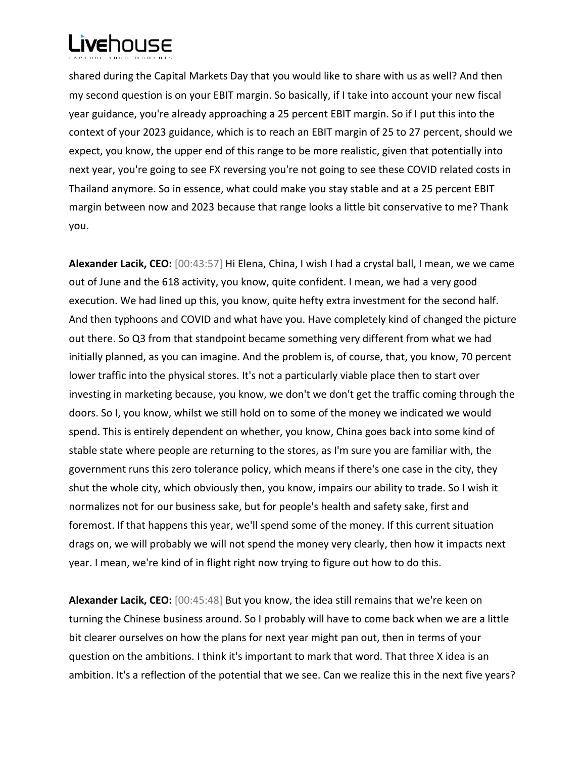shared during the Capital Markets Day that you would like to share with us as well? And then my second question is on your EBIT margin. So basically, if I take into account your new fiscal year guidance, you're already approaching a 25 percent EBIT margin. So if I put this into the context of your 2023 guidance, which is to reach an EBIT margin of 25 to 27 percent, should we expect, you know, the upper end of this range to be more realistic, given that potentially into next year, you're going to see FX reversing you're not going to see these COVID related costs in Thailand anymore. So in essence, what could make you stay stable and at a 25 percent EBIT margin between now and 2023 because that range looks a little bit conservative to me? Thank you.

**Alexander Lacik, CEO:** [00:43:57] Hi Elena, China, I wish I had a crystal ball, I mean, we we came out of June and the 618 activity, you know, quite confident. I mean, we had a very good execution. We had lined up this, you know, quite hefty extra investment for the second half. And then typhoons and COVID and what have you. Have completely kind of changed the picture out there. So Q3 from that standpoint became something very different from what we had initially planned, as you can imagine. And the problem is, of course, that, you know, 70 percent lower traffic into the physical stores. It's not a particularly viable place then to start over investing in marketing because, you know, we don't we don't get the traffic coming through the doors. So I, you know, whilst we still hold on to some of the money we indicated we would spend. This is entirely dependent on whether, you know, China goes back into some kind of stable state where people are returning to the stores, as I'm sure you are familiar with, the government runs this zero tolerance policy, which means if there's one case in the city, they shut the whole city, which obviously then, you know, impairs our ability to trade. So I wish it normalizes not for our business sake, but for people's health and safety sake, first and foremost. If that happens this year, we'll spend some of the money. If this current situation drags on, we will probably we will not spend the money very clearly, then how it impacts next year. I mean, we're kind of in flight right now trying to figure out how to do this.

**Alexander Lacik, CEO:** [00:45:48] But you know, the idea still remains that we're keen on turning the Chinese business around. So I probably will have to come back when we are a little bit clearer ourselves on how the plans for next year might pan out, then in terms of your question on the ambitions. I think it's important to mark that word. That three X idea is an ambition. It's a reflection of the potential that we see. Can we realize this in the next five years?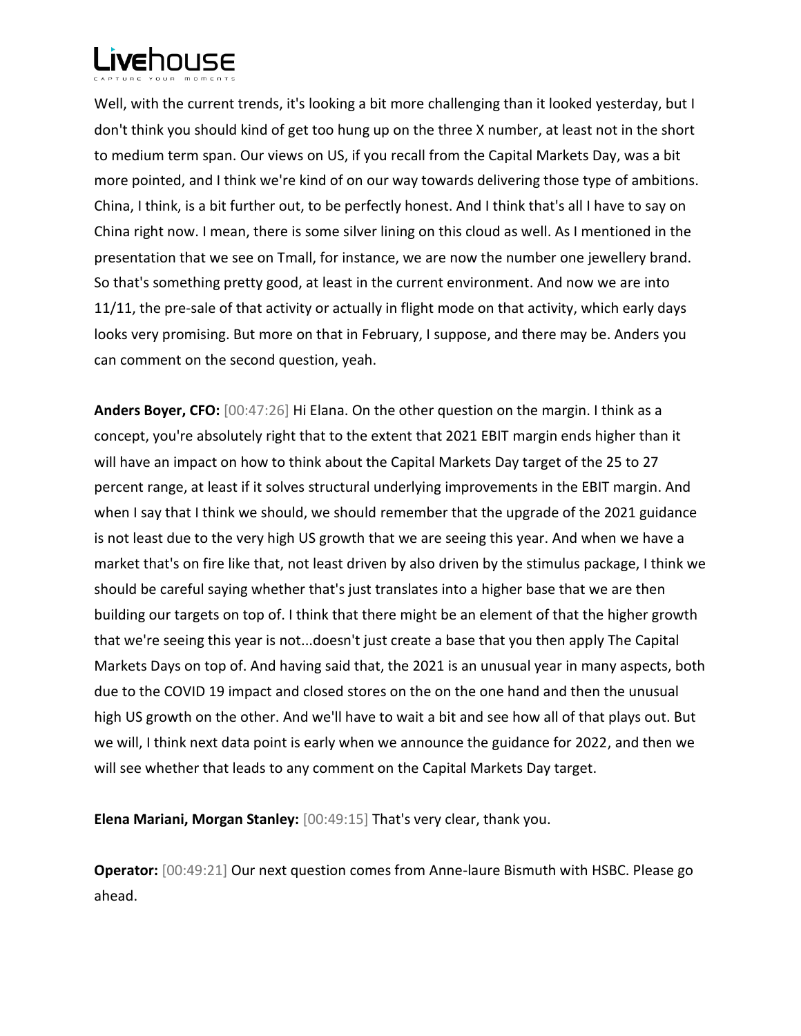Well, with the current trends, it's looking a bit more challenging than it looked yesterday, but I don't think you should kind of get too hung up on the three X number, at least not in the short to medium term span. Our views on US, if you recall from the Capital Markets Day, was a bit more pointed, and I think we're kind of on our way towards delivering those type of ambitions. China, I think, is a bit further out, to be perfectly honest. And I think that's all I have to say on China right now. I mean, there is some silver lining on this cloud as well. As I mentioned in the presentation that we see on Tmall, for instance, we are now the number one jewellery brand. So that's something pretty good, at least in the current environment. And now we are into 11/11, the pre-sale of that activity or actually in flight mode on that activity, which early days looks very promising. But more on that in February, I suppose, and there may be. Anders you can comment on the second question, yeah.

**Anders Boyer, CFO:** [00:47:26] Hi Elana. On the other question on the margin. I think as a concept, you're absolutely right that to the extent that 2021 EBIT margin ends higher than it will have an impact on how to think about the Capital Markets Day target of the 25 to 27 percent range, at least if it solves structural underlying improvements in the EBIT margin. And when I say that I think we should, we should remember that the upgrade of the 2021 guidance is not least due to the very high US growth that we are seeing this year. And when we have a market that's on fire like that, not least driven by also driven by the stimulus package, I think we should be careful saying whether that's just translates into a higher base that we are then building our targets on top of. I think that there might be an element of that the higher growth that we're seeing this year is not...doesn't just create a base that you then apply The Capital Markets Days on top of. And having said that, the 2021 is an unusual year in many aspects, both due to the COVID 19 impact and closed stores on the on the one hand and then the unusual high US growth on the other. And we'll have to wait a bit and see how all of that plays out. But we will, I think next data point is early when we announce the guidance for 2022, and then we will see whether that leads to any comment on the Capital Markets Day target.

**Elena Mariani, Morgan Stanley:** [00:49:15] That's very clear, thank you.

**Operator:** [00:49:21] Our next question comes from Anne-laure Bismuth with HSBC. Please go ahead.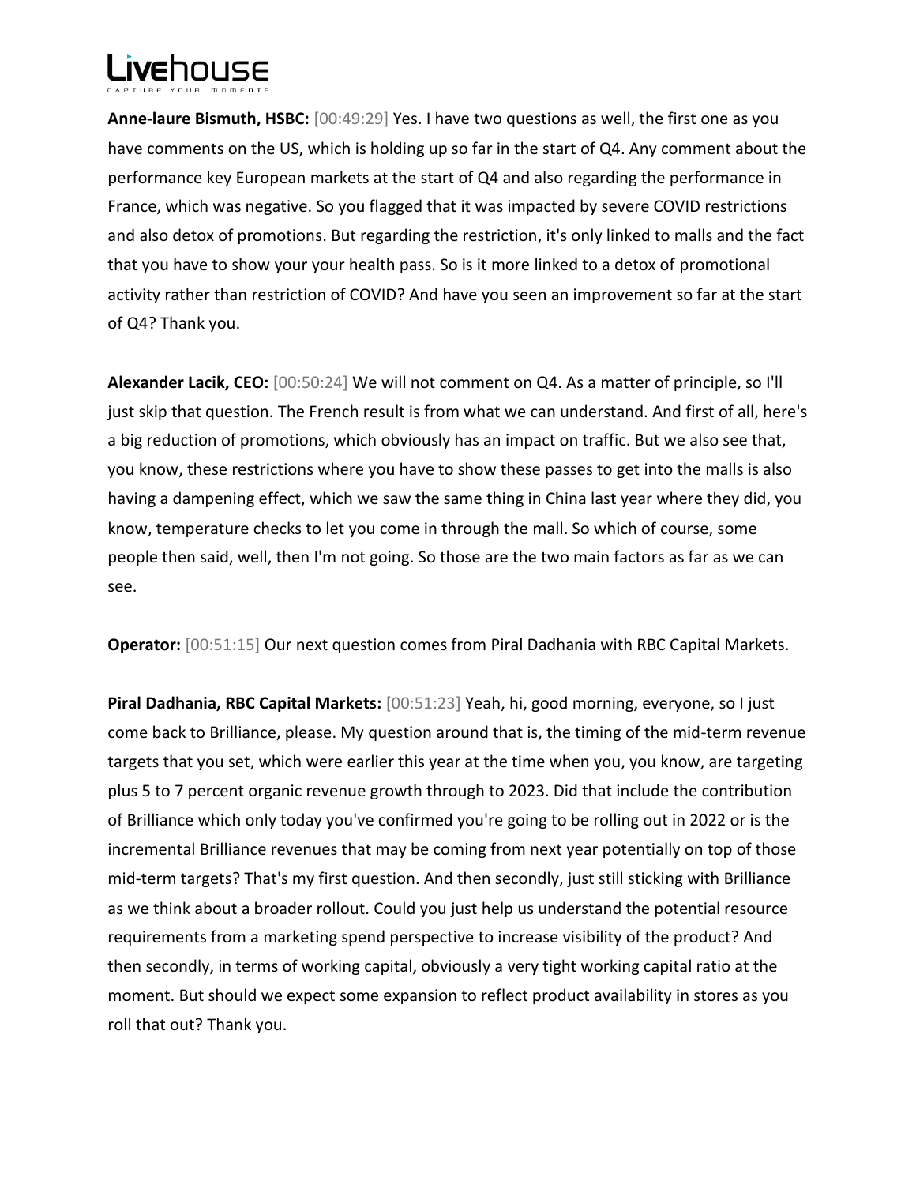**Anne-laure Bismuth, HSBC:** [00:49:29] Yes. I have two questions as well, the first one as you have comments on the US, which is holding up so far in the start of Q4. Any comment about the performance key European markets at the start of Q4 and also regarding the performance in France, which was negative. So you flagged that it was impacted by severe COVID restrictions and also detox of promotions. But regarding the restriction, it's only linked to malls and the fact that you have to show your your health pass. So is it more linked to a detox of promotional activity rather than restriction of COVID? And have you seen an improvement so far at the start of Q4? Thank you.

**Alexander Lacik, CEO:** [00:50:24] We will not comment on Q4. As a matter of principle, so I'll just skip that question. The French result is from what we can understand. And first of all, here's a big reduction of promotions, which obviously has an impact on traffic. But we also see that, you know, these restrictions where you have to show these passes to get into the malls is also having a dampening effect, which we saw the same thing in China last year where they did, you know, temperature checks to let you come in through the mall. So which of course, some people then said, well, then I'm not going. So those are the two main factors as far as we can see.

**Operator:** [00:51:15] Our next question comes from Piral Dadhania with RBC Capital Markets.

**Piral Dadhania, RBC Capital Markets:** [00:51:23] Yeah, hi, good morning, everyone, so I just come back to Brilliance, please. My question around that is, the timing of the mid-term revenue targets that you set, which were earlier this year at the time when you, you know, are targeting plus 5 to 7 percent organic revenue growth through to 2023. Did that include the contribution of Brilliance which only today you've confirmed you're going to be rolling out in 2022 or is the incremental Brilliance revenues that may be coming from next year potentially on top of those mid-term targets? That's my first question. And then secondly, just still sticking with Brilliance as we think about a broader rollout. Could you just help us understand the potential resource requirements from a marketing spend perspective to increase visibility of the product? And then secondly, in terms of working capital, obviously a very tight working capital ratio at the moment. But should we expect some expansion to reflect product availability in stores as you roll that out? Thank you.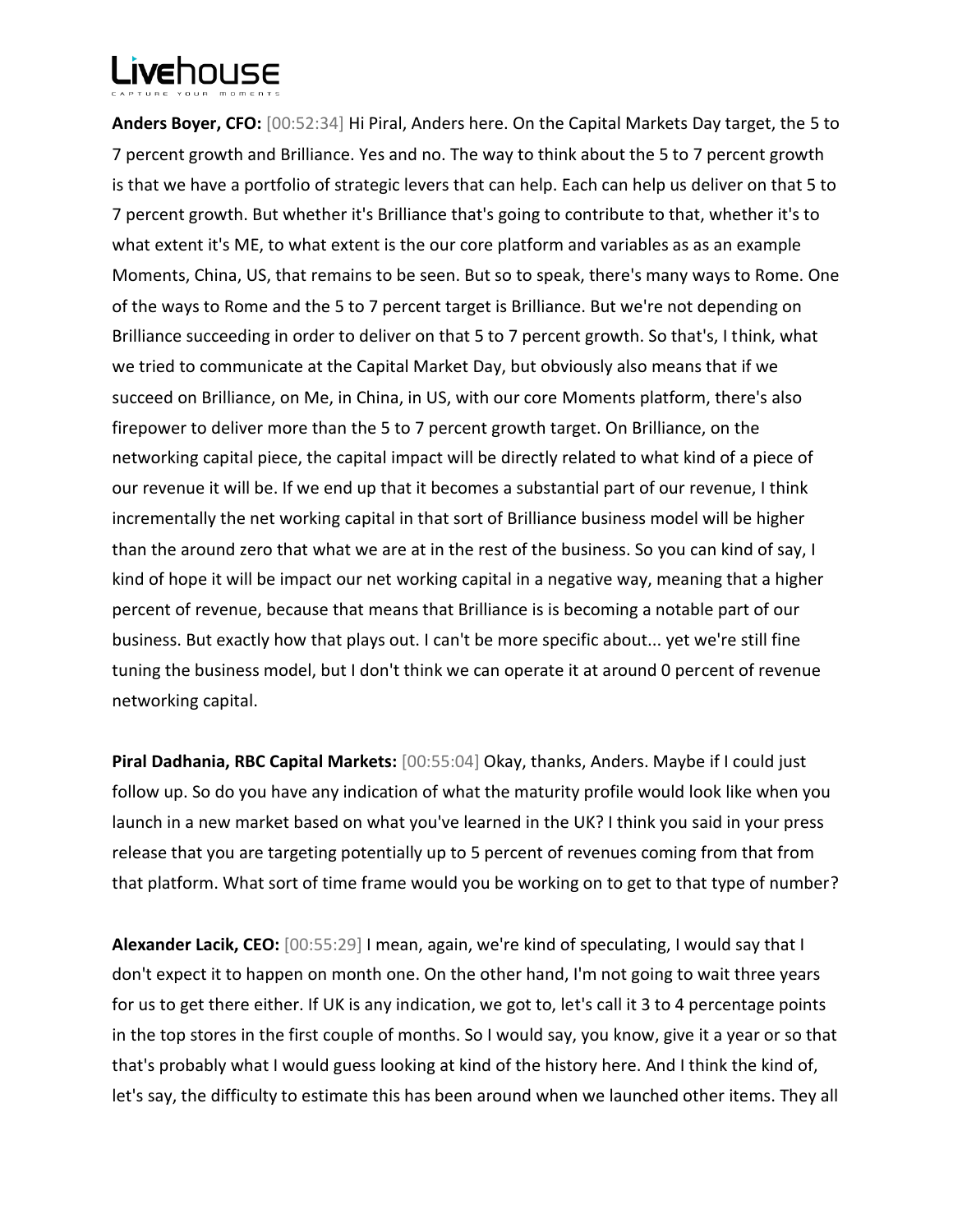**Anders Boyer, CFO:** [00:52:34] Hi Piral, Anders here. On the Capital Markets Day target, the 5 to 7 percent growth and Brilliance. Yes and no. The way to think about the 5 to 7 percent growth is that we have a portfolio of strategic levers that can help. Each can help us deliver on that 5 to 7 percent growth. But whether it's Brilliance that's going to contribute to that, whether it's to what extent it's ME, to what extent is the our core platform and variables as as an example Moments, China, US, that remains to be seen. But so to speak, there's many ways to Rome. One of the ways to Rome and the 5 to 7 percent target is Brilliance. But we're not depending on Brilliance succeeding in order to deliver on that 5 to 7 percent growth. So that's, I think, what we tried to communicate at the Capital Market Day, but obviously also means that if we succeed on Brilliance, on Me, in China, in US, with our core Moments platform, there's also firepower to deliver more than the 5 to 7 percent growth target. On Brilliance, on the networking capital piece, the capital impact will be directly related to what kind of a piece of our revenue it will be. If we end up that it becomes a substantial part of our revenue, I think incrementally the net working capital in that sort of Brilliance business model will be higher than the around zero that what we are at in the rest of the business. So you can kind of say, I kind of hope it will be impact our net working capital in a negative way, meaning that a higher percent of revenue, because that means that Brilliance is is becoming a notable part of our business. But exactly how that plays out. I can't be more specific about... yet we're still fine tuning the business model, but I don't think we can operate it at around 0 percent of revenue networking capital.

**Piral Dadhania, RBC Capital Markets:** [00:55:04] Okay, thanks, Anders. Maybe if I could just follow up. So do you have any indication of what the maturity profile would look like when you launch in a new market based on what you've learned in the UK? I think you said in your press release that you are targeting potentially up to 5 percent of revenues coming from that from that platform. What sort of time frame would you be working on to get to that type of number?

**Alexander Lacik, CEO:** [00:55:29] I mean, again, we're kind of speculating, I would say that I don't expect it to happen on month one. On the other hand, I'm not going to wait three years for us to get there either. If UK is any indication, we got to, let's call it 3 to 4 percentage points in the top stores in the first couple of months. So I would say, you know, give it a year or so that that's probably what I would guess looking at kind of the history here. And I think the kind of, let's say, the difficulty to estimate this has been around when we launched other items. They all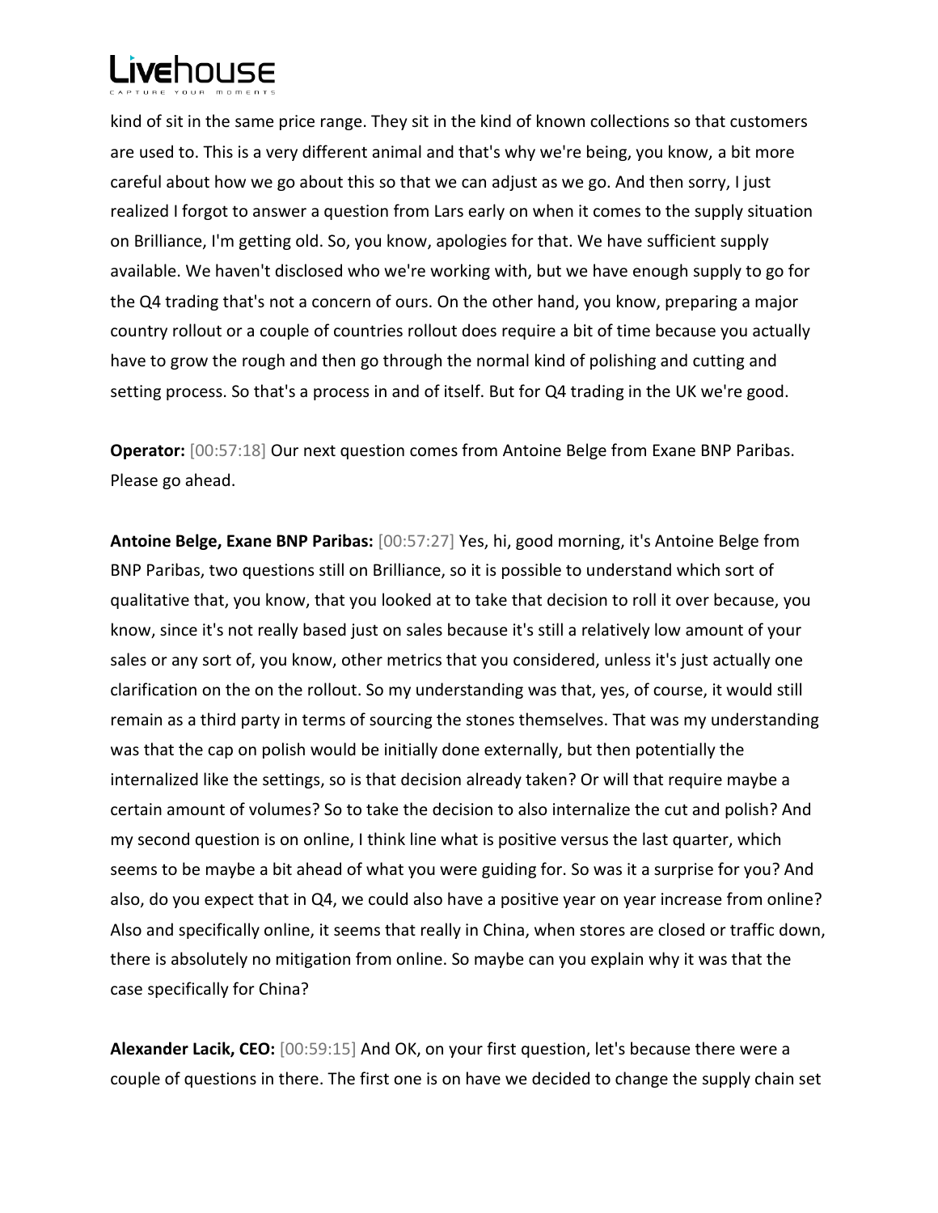kind of sit in the same price range. They sit in the kind of known collections so that customers are used to. This is a very different animal and that's why we're being, you know, a bit more careful about how we go about this so that we can adjust as we go. And then sorry, I just realized I forgot to answer a question from Lars early on when it comes to the supply situation on Brilliance, I'm getting old. So, you know, apologies for that. We have sufficient supply available. We haven't disclosed who we're working with, but we have enough supply to go for the Q4 trading that's not a concern of ours. On the other hand, you know, preparing a major country rollout or a couple of countries rollout does require a bit of time because you actually have to grow the rough and then go through the normal kind of polishing and cutting and setting process. So that's a process in and of itself. But for Q4 trading in the UK we're good.

**Operator:** [00:57:18] Our next question comes from Antoine Belge from Exane BNP Paribas. Please go ahead.

**Antoine Belge, Exane BNP Paribas:** [00:57:27] Yes, hi, good morning, it's Antoine Belge from BNP Paribas, two questions still on Brilliance, so it is possible to understand which sort of qualitative that, you know, that you looked at to take that decision to roll it over because, you know, since it's not really based just on sales because it's still a relatively low amount of your sales or any sort of, you know, other metrics that you considered, unless it's just actually one clarification on the on the rollout. So my understanding was that, yes, of course, it would still remain as a third party in terms of sourcing the stones themselves. That was my understanding was that the cap on polish would be initially done externally, but then potentially the internalized like the settings, so is that decision already taken? Or will that require maybe a certain amount of volumes? So to take the decision to also internalize the cut and polish? And my second question is on online, I think line what is positive versus the last quarter, which seems to be maybe a bit ahead of what you were guiding for. So was it a surprise for you? And also, do you expect that in Q4, we could also have a positive year on year increase from online? Also and specifically online, it seems that really in China, when stores are closed or traffic down, there is absolutely no mitigation from online. So maybe can you explain why it was that the case specifically for China?

**Alexander Lacik, CEO:** [00:59:15] And OK, on your first question, let's because there were a couple of questions in there. The first one is on have we decided to change the supply chain set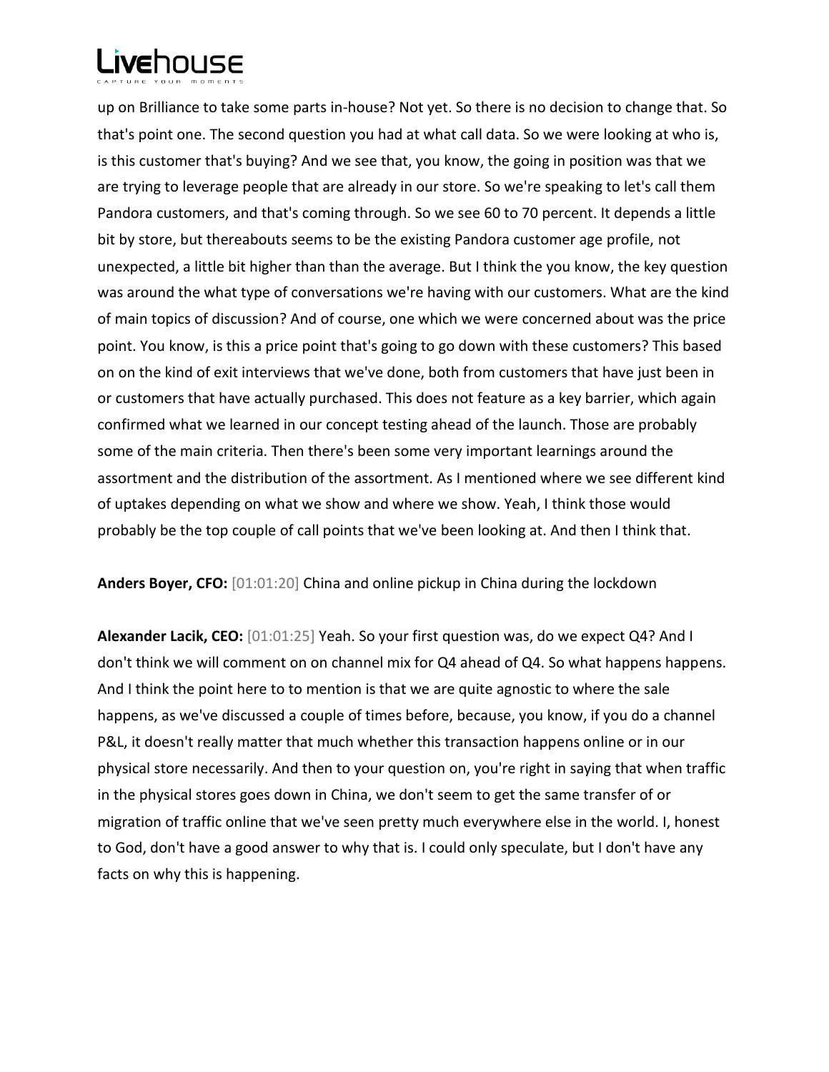up on Brilliance to take some parts in-house? Not yet. So there is no decision to change that. So that's point one. The second question you had at what call data. So we were looking at who is, is this customer that's buying? And we see that, you know, the going in position was that we are trying to leverage people that are already in our store. So we're speaking to let's call them Pandora customers, and that's coming through. So we see 60 to 70 percent. It depends a little bit by store, but thereabouts seems to be the existing Pandora customer age profile, not unexpected, a little bit higher than than the average. But I think the you know, the key question was around the what type of conversations we're having with our customers. What are the kind of main topics of discussion? And of course, one which we were concerned about was the price point. You know, is this a price point that's going to go down with these customers? This based on on the kind of exit interviews that we've done, both from customers that have just been in or customers that have actually purchased. This does not feature as a key barrier, which again confirmed what we learned in our concept testing ahead of the launch. Those are probably some of the main criteria. Then there's been some very important learnings around the assortment and the distribution of the assortment. As I mentioned where we see different kind of uptakes depending on what we show and where we show. Yeah, I think those would probably be the top couple of call points that we've been looking at. And then I think that.

**Anders Boyer, CFO:** [01:01:20] China and online pickup in China during the lockdown

**Alexander Lacik, CEO:** [01:01:25] Yeah. So your first question was, do we expect Q4? And I don't think we will comment on on channel mix for Q4 ahead of Q4. So what happens happens. And I think the point here to to mention is that we are quite agnostic to where the sale happens, as we've discussed a couple of times before, because, you know, if you do a channel P&L, it doesn't really matter that much whether this transaction happens online or in our physical store necessarily. And then to your question on, you're right in saying that when traffic in the physical stores goes down in China, we don't seem to get the same transfer of or migration of traffic online that we've seen pretty much everywhere else in the world. I, honest to God, don't have a good answer to why that is. I could only speculate, but I don't have any facts on why this is happening.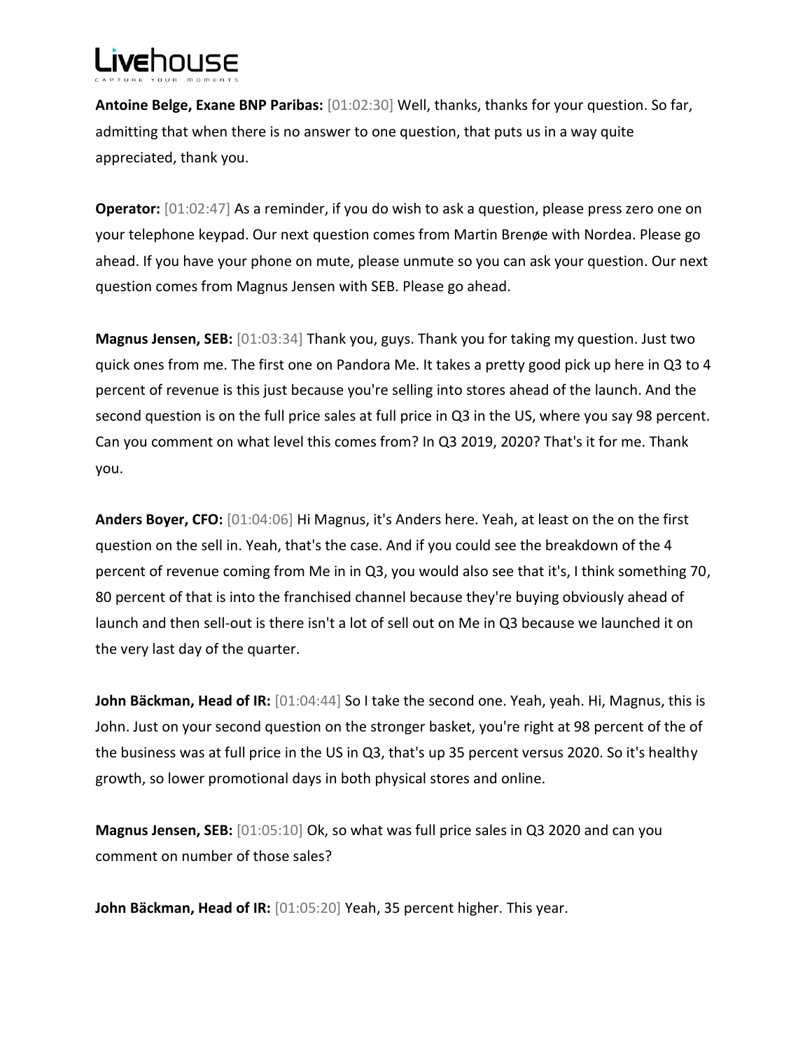**Antoine Belge, Exane BNP Paribas:** [01:02:30] Well, thanks, thanks for your question. So far, admitting that when there is no answer to one question, that puts us in a way quite appreciated, thank you.

**Operator:** [01:02:47] As a reminder, if you do wish to ask a question, please press zero one on your telephone keypad. Our next question comes from Martin Brenøe with Nordea. Please go ahead. If you have your phone on mute, please unmute so you can ask your question. Our next question comes from Magnus Jensen with SEB. Please go ahead.

**Magnus Jensen, SEB:** [01:03:34] Thank you, guys. Thank you for taking my question. Just two quick ones from me. The first one on Pandora Me. It takes a pretty good pick up here in Q3 to 4 percent of revenue is this just because you're selling into stores ahead of the launch. And the second question is on the full price sales at full price in Q3 in the US, where you say 98 percent. Can you comment on what level this comes from? In Q3 2019, 2020? That's it for me. Thank you.

**Anders Boyer, CFO:** [01:04:06] Hi Magnus, it's Anders here. Yeah, at least on the on the first question on the sell in. Yeah, that's the case. And if you could see the breakdown of the 4 percent of revenue coming from Me in in Q3, you would also see that it's, I think something 70, 80 percent of that is into the franchised channel because they're buying obviously ahead of launch and then sell-out is there isn't a lot of sell out on Me in Q3 because we launched it on the very last day of the quarter.

**John Bäckman, Head of IR:** [01:04:44] So I take the second one. Yeah, yeah. Hi, Magnus, this is John. Just on your second question on the stronger basket, you're right at 98 percent of the of the business was at full price in the US in Q3, that's up 35 percent versus 2020. So it's healthy growth, so lower promotional days in both physical stores and online.

**Magnus Jensen, SEB:** [01:05:10] Ok, so what was full price sales in Q3 2020 and can you comment on number of those sales?

**John Bäckman, Head of IR:** [01:05:20] Yeah, 35 percent higher. This year.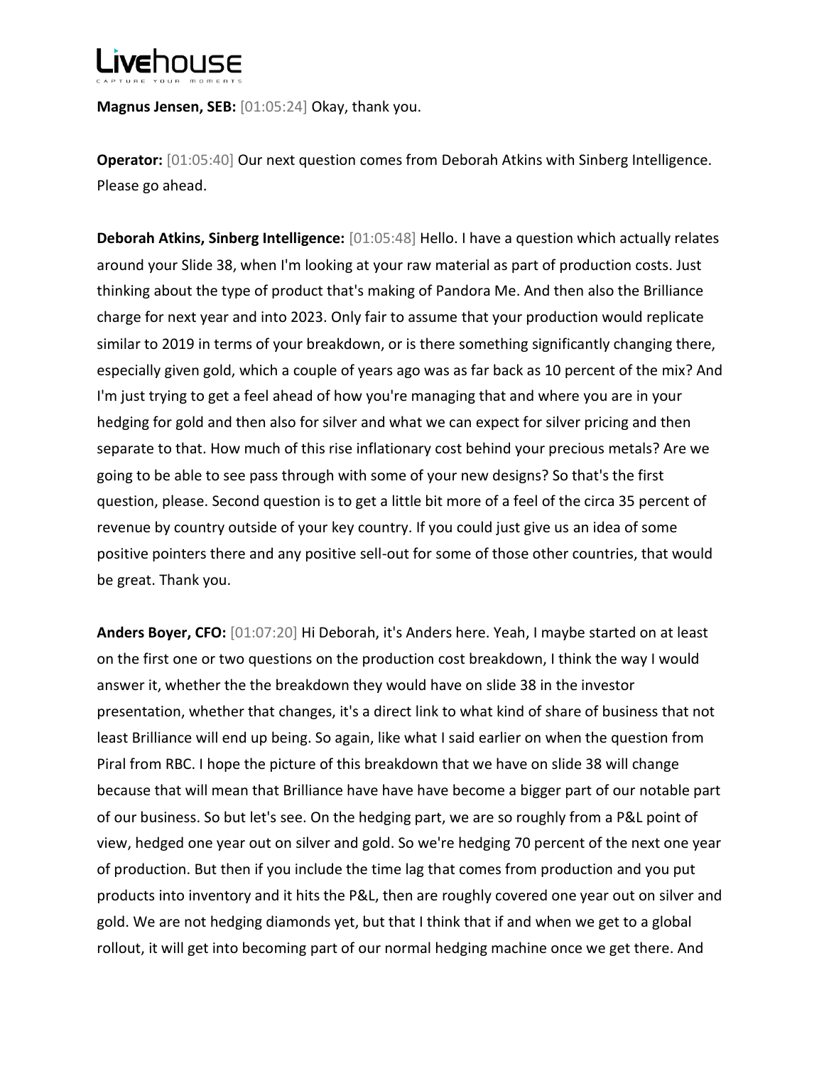**Magnus Jensen, SEB:** [01:05:24] Okay, thank you.

**Operator:** [01:05:40] Our next question comes from Deborah Atkins with Sinberg Intelligence. Please go ahead.

**Deborah Atkins, Sinberg Intelligence:** [01:05:48] Hello. I have a question which actually relates around your Slide 38, when I'm looking at your raw material as part of production costs. Just thinking about the type of product that's making of Pandora Me. And then also the Brilliance charge for next year and into 2023. Only fair to assume that your production would replicate similar to 2019 in terms of your breakdown, or is there something significantly changing there, especially given gold, which a couple of years ago was as far back as 10 percent of the mix? And I'm just trying to get a feel ahead of how you're managing that and where you are in your hedging for gold and then also for silver and what we can expect for silver pricing and then separate to that. How much of this rise inflationary cost behind your precious metals? Are we going to be able to see pass through with some of your new designs? So that's the first question, please. Second question is to get a little bit more of a feel of the circa 35 percent of revenue by country outside of your key country. If you could just give us an idea of some positive pointers there and any positive sell-out for some of those other countries, that would be great. Thank you.

**Anders Boyer, CFO:** [01:07:20] Hi Deborah, it's Anders here. Yeah, I maybe started on at least on the first one or two questions on the production cost breakdown, I think the way I would answer it, whether the the breakdown they would have on slide 38 in the investor presentation, whether that changes, it's a direct link to what kind of share of business that not least Brilliance will end up being. So again, like what I said earlier on when the question from Piral from RBC. I hope the picture of this breakdown that we have on slide 38 will change because that will mean that Brilliance have have have become a bigger part of our notable part of our business. So but let's see. On the hedging part, we are so roughly from a P&L point of view, hedged one year out on silver and gold. So we're hedging 70 percent of the next one year of production. But then if you include the time lag that comes from production and you put products into inventory and it hits the P&L, then are roughly covered one year out on silver and gold. We are not hedging diamonds yet, but that I think that if and when we get to a global rollout, it will get into becoming part of our normal hedging machine once we get there. And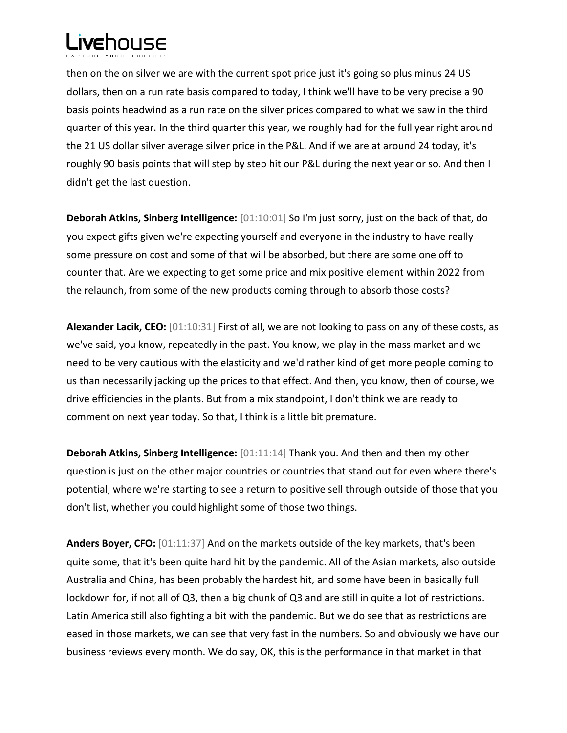then on the on silver we are with the current spot price just it's going so plus minus 24 US dollars, then on a run rate basis compared to today, I think we'll have to be very precise a 90 basis points headwind as a run rate on the silver prices compared to what we saw in the third quarter of this year. In the third quarter this year, we roughly had for the full year right around the 21 US dollar silver average silver price in the P&L. And if we are at around 24 today, it's roughly 90 basis points that will step by step hit our P&L during the next year or so. And then I didn't get the last question.

**Deborah Atkins, Sinberg Intelligence:** [01:10:01] So I'm just sorry, just on the back of that, do you expect gifts given we're expecting yourself and everyone in the industry to have really some pressure on cost and some of that will be absorbed, but there are some one off to counter that. Are we expecting to get some price and mix positive element within 2022 from the relaunch, from some of the new products coming through to absorb those costs?

**Alexander Lacik, CEO:** [01:10:31] First of all, we are not looking to pass on any of these costs, as we've said, you know, repeatedly in the past. You know, we play in the mass market and we need to be very cautious with the elasticity and we'd rather kind of get more people coming to us than necessarily jacking up the prices to that effect. And then, you know, then of course, we drive efficiencies in the plants. But from a mix standpoint, I don't think we are ready to comment on next year today. So that, I think is a little bit premature.

**Deborah Atkins, Sinberg Intelligence:** [01:11:14] Thank you. And then and then my other question is just on the other major countries or countries that stand out for even where there's potential, where we're starting to see a return to positive sell through outside of those that you don't list, whether you could highlight some of those two things.

**Anders Boyer, CFO:** [01:11:37] And on the markets outside of the key markets, that's been quite some, that it's been quite hard hit by the pandemic. All of the Asian markets, also outside Australia and China, has been probably the hardest hit, and some have been in basically full lockdown for, if not all of Q3, then a big chunk of Q3 and are still in quite a lot of restrictions. Latin America still also fighting a bit with the pandemic. But we do see that as restrictions are eased in those markets, we can see that very fast in the numbers. So and obviously we have our business reviews every month. We do say, OK, this is the performance in that market in that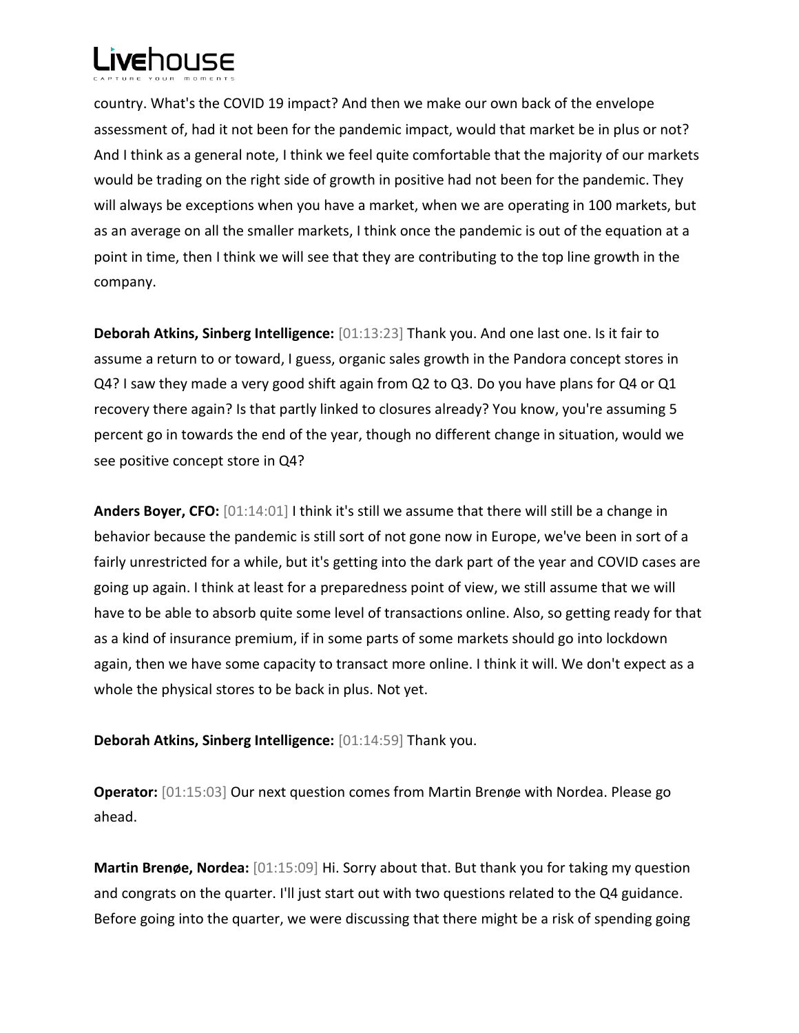country. What's the COVID 19 impact? And then we make our own back of the envelope assessment of, had it not been for the pandemic impact, would that market be in plus or not? And I think as a general note, I think we feel quite comfortable that the majority of our markets would be trading on the right side of growth in positive had not been for the pandemic. They will always be exceptions when you have a market, when we are operating in 100 markets, but as an average on all the smaller markets, I think once the pandemic is out of the equation at a point in time, then I think we will see that they are contributing to the top line growth in the company.

**Deborah Atkins, Sinberg Intelligence:** [01:13:23] Thank you. And one last one. Is it fair to assume a return to or toward, I guess, organic sales growth in the Pandora concept stores in Q4? I saw they made a very good shift again from Q2 to Q3. Do you have plans for Q4 or Q1 recovery there again? Is that partly linked to closures already? You know, you're assuming 5 percent go in towards the end of the year, though no different change in situation, would we see positive concept store in Q4?

**Anders Boyer, CFO:** [01:14:01] I think it's still we assume that there will still be a change in behavior because the pandemic is still sort of not gone now in Europe, we've been in sort of a fairly unrestricted for a while, but it's getting into the dark part of the year and COVID cases are going up again. I think at least for a preparedness point of view, we still assume that we will have to be able to absorb quite some level of transactions online. Also, so getting ready for that as a kind of insurance premium, if in some parts of some markets should go into lockdown again, then we have some capacity to transact more online. I think it will. We don't expect as a whole the physical stores to be back in plus. Not yet.

**Deborah Atkins, Sinberg Intelligence:** [01:14:59] Thank you.

**Operator:** [01:15:03] Our next question comes from Martin Brenøe with Nordea. Please go ahead.

**Martin Brenøe, Nordea:** [01:15:09] Hi. Sorry about that. But thank you for taking my question and congrats on the quarter. I'll just start out with two questions related to the Q4 guidance. Before going into the quarter, we were discussing that there might be a risk of spending going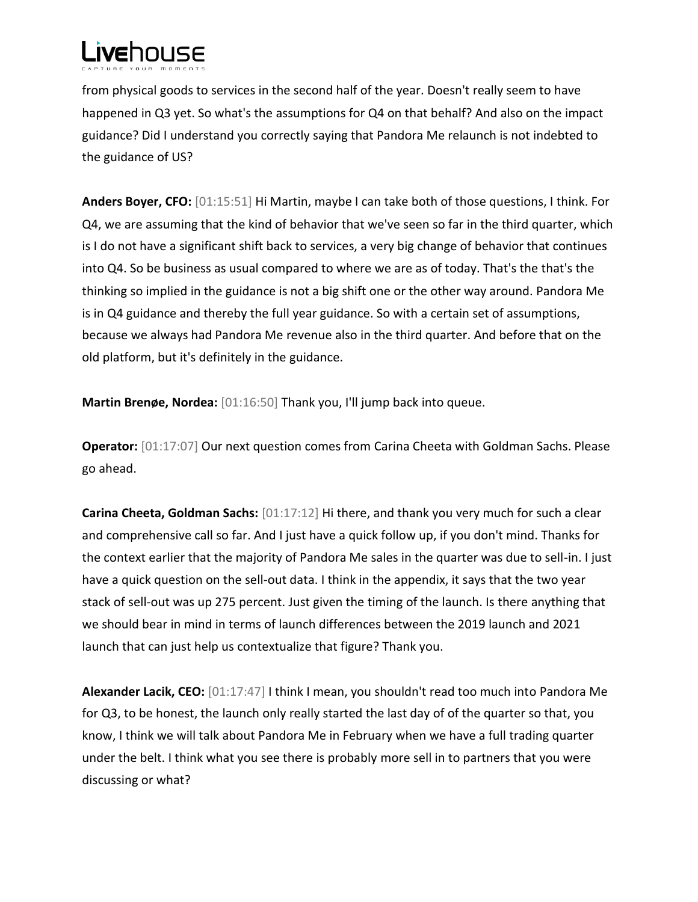from physical goods to services in the second half of the year. Doesn't really seem to have happened in Q3 yet. So what's the assumptions for Q4 on that behalf? And also on the impact guidance? Did I understand you correctly saying that Pandora Me relaunch is not indebted to the guidance of US?

**Anders Boyer, CFO:** [01:15:51] Hi Martin, maybe I can take both of those questions, I think. For Q4, we are assuming that the kind of behavior that we've seen so far in the third quarter, which is I do not have a significant shift back to services, a very big change of behavior that continues into Q4. So be business as usual compared to where we are as of today. That's the that's the thinking so implied in the guidance is not a big shift one or the other way around. Pandora Me is in Q4 guidance and thereby the full year guidance. So with a certain set of assumptions, because we always had Pandora Me revenue also in the third quarter. And before that on the old platform, but it's definitely in the guidance.

**Martin Brenøe, Nordea:** [01:16:50] Thank you, I'll jump back into queue.

**Operator:** [01:17:07] Our next question comes from Carina Cheeta with Goldman Sachs. Please go ahead.

**Carina Cheeta, Goldman Sachs:** [01:17:12] Hi there, and thank you very much for such a clear and comprehensive call so far. And I just have a quick follow up, if you don't mind. Thanks for the context earlier that the majority of Pandora Me sales in the quarter was due to sell-in. I just have a quick question on the sell-out data. I think in the appendix, it says that the two year stack of sell-out was up 275 percent. Just given the timing of the launch. Is there anything that we should bear in mind in terms of launch differences between the 2019 launch and 2021 launch that can just help us contextualize that figure? Thank you.

**Alexander Lacik, CEO:** [01:17:47] I think I mean, you shouldn't read too much into Pandora Me for Q3, to be honest, the launch only really started the last day of of the quarter so that, you know, I think we will talk about Pandora Me in February when we have a full trading quarter under the belt. I think what you see there is probably more sell in to partners that you were discussing or what?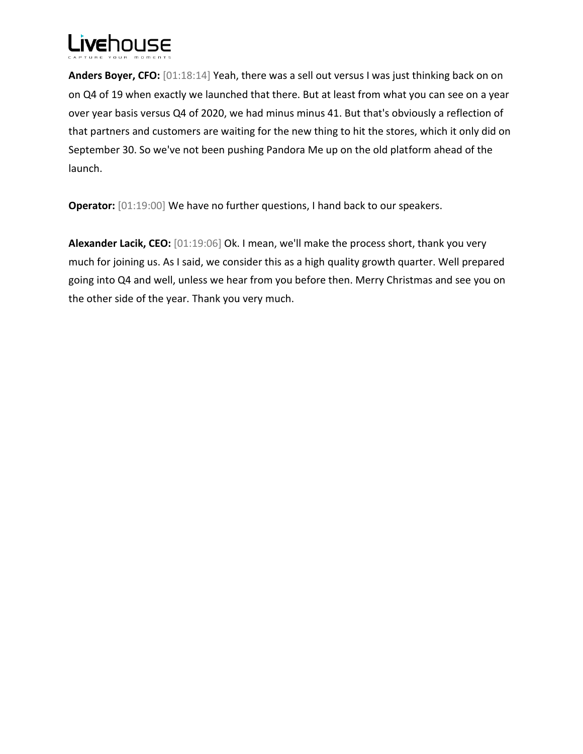**Anders Boyer, CFO:** [01:18:14] Yeah, there was a sell out versus I was just thinking back on on on Q4 of 19 when exactly we launched that there. But at least from what you can see on a year over year basis versus Q4 of 2020, we had minus minus 41. But that's obviously a reflection of that partners and customers are waiting for the new thing to hit the stores, which it only did on September 30. So we've not been pushing Pandora Me up on the old platform ahead of the launch.

**Operator:** [01:19:00] We have no further questions, I hand back to our speakers.

**Alexander Lacik, CEO:** [01:19:06] Ok. I mean, we'll make the process short, thank you very much for joining us. As I said, we consider this as a high quality growth quarter. Well prepared going into Q4 and well, unless we hear from you before then. Merry Christmas and see you on the other side of the year. Thank you very much.